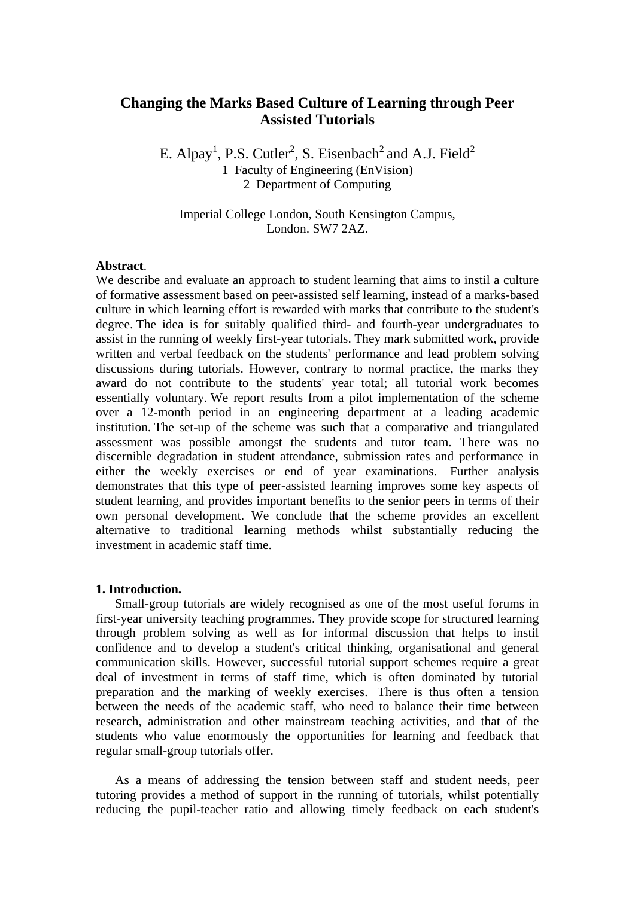# Changing the Marks Based Culture of Learning through Peer Assisted Tutorials

E. Alpay[1], P.S. Cutler[2], S. Eisenbach[2] and A.J. Field[2]

1 Faculty of Engineering (EnVision)
2 Department of Computing

Imperial College London, South Kensington Campus,
London. SW7 2AZ.

**Abstract**.
We describe and evaluate an approach to student learning that aims to instil a culture of formative assessment based on peer-assisted self learning, instead of a marks-based culture in which learning effort is rewarded with marks that contribute to the student's degree. The idea is for suitably qualified third- and fourth-year undergraduates to assist in the running of weekly first-year tutorials. They mark submitted work, provide written and verbal feedback on the students' performance and lead problem solving discussions during tutorials. However, contrary to normal practice, the marks they award do not contribute to the students' year total; all tutorial work becomes essentially voluntary. We report results from a pilot implementation of the scheme over a 12-month period in an engineering department at a leading academic institution. The set-up of the scheme was such that a comparative and triangulated assessment was possible amongst the students and tutor team. There was no discernible degradation in student attendance, submission rates and performance in either the weekly exercises or end of year examinations. Further analysis demonstrates that this type of peer-assisted learning improves some key aspects of student learning, and provides important benefits to the senior peers in terms of their own personal development. We conclude that the scheme provides an excellent alternative to traditional learning methods whilst substantially reducing the investment in academic staff time.

## 1. Introduction.

Small-group tutorials are widely recognised as one of the most useful forums in first-year university teaching programmes. They provide scope for structured learning through problem solving as well as for informal discussion that helps to instil confidence and to develop a student's critical thinking, organisational and general communication skills. However, successful tutorial support schemes require a great deal of investment in terms of staff time, which is often dominated by tutorial preparation and the marking of weekly exercises. There is thus often a tension between the needs of the academic staff, who need to balance their time between research, administration and other mainstream teaching activities, and that of the students who value enormously the opportunities for learning and feedback that regular small-group tutorials offer.

As a means of addressing the tension between staff and student needs, peer tutoring provides a method of support in the running of tutorials, whilst potentially reducing the pupil-teacher ratio and allowing timely feedback on each student's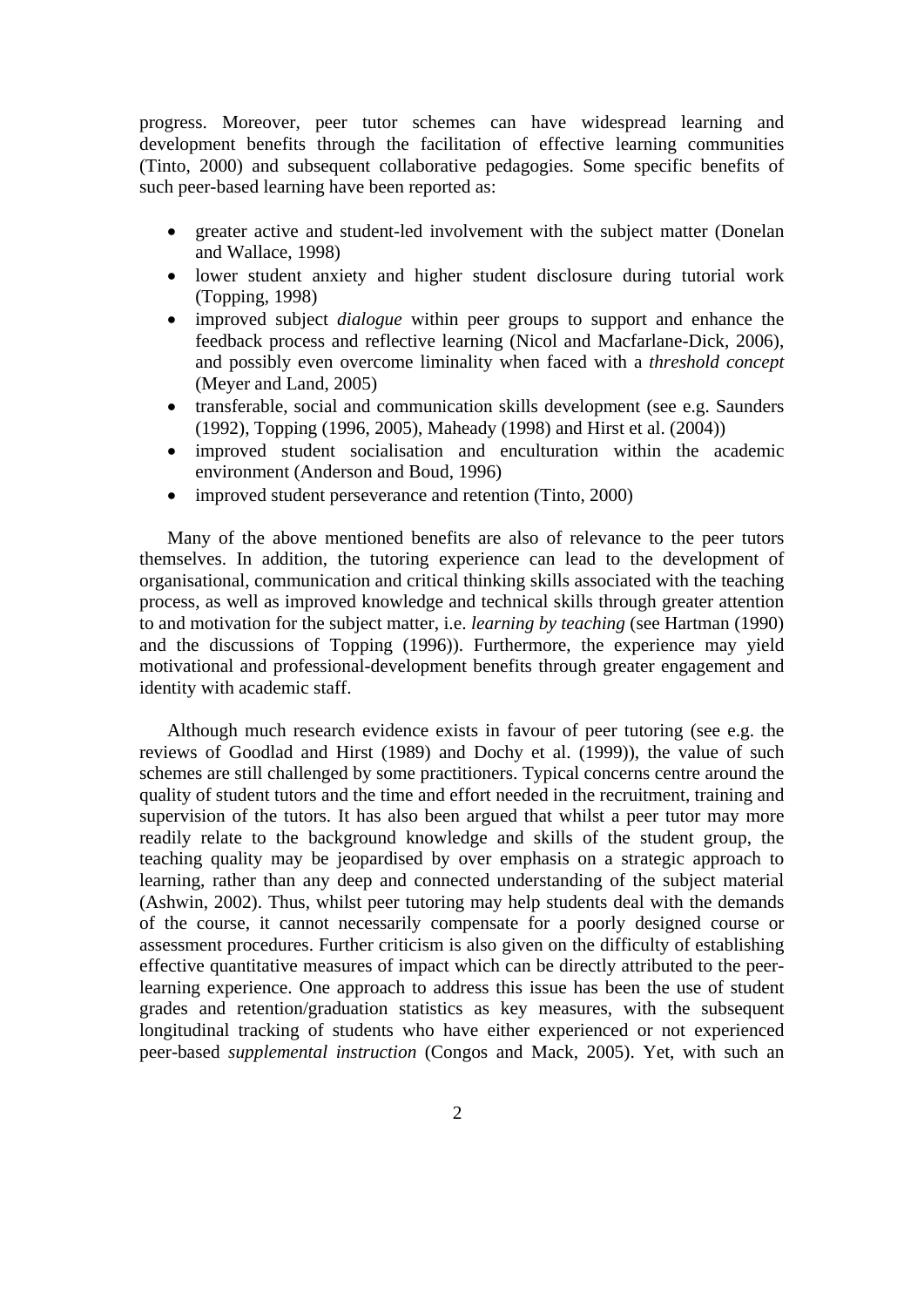progress. Moreover, peer tutor schemes can have widespread learning and development benefits through the facilitation of effective learning communities (Tinto, 2000) and subsequent collaborative pedagogies. Some specific benefits of such peer-based learning have been reported as:

- greater active and student-led involvement with the subject matter (Donelan and Wallace, 1998)
- lower student anxiety and higher student disclosure during tutorial work (Topping, 1998)
- improved subject *dialogue* within peer groups to support and enhance the feedback process and reflective learning (Nicol and Macfarlane-Dick, 2006), and possibly even overcome liminality when faced with a *threshold concept* (Meyer and Land, 2005)
- transferable, social and communication skills development (see e.g. Saunders (1992), Topping (1996, 2005), Maheady (1998) and Hirst et al. (2004))
- improved student socialisation and enculturation within the academic environment (Anderson and Boud, 1996)
- improved student perseverance and retention (Tinto, 2000)

Many of the above mentioned benefits are also of relevance to the peer tutors themselves. In addition, the tutoring experience can lead to the development of organisational, communication and critical thinking skills associated with the teaching process, as well as improved knowledge and technical skills through greater attention to and motivation for the subject matter, i.e. *learning by teaching* (see Hartman (1990) and the discussions of Topping (1996)). Furthermore, the experience may yield motivational and professional-development benefits through greater engagement and identity with academic staff.

Although much research evidence exists in favour of peer tutoring (see e.g. the reviews of Goodlad and Hirst (1989) and Dochy et al. (1999)), the value of such schemes are still challenged by some practitioners. Typical concerns centre around the quality of student tutors and the time and effort needed in the recruitment, training and supervision of the tutors. It has also been argued that whilst a peer tutor may more readily relate to the background knowledge and skills of the student group, the teaching quality may be jeopardised by over emphasis on a strategic approach to learning, rather than any deep and connected understanding of the subject material (Ashwin, 2002). Thus, whilst peer tutoring may help students deal with the demands of the course, it cannot necessarily compensate for a poorly designed course or assessment procedures. Further criticism is also given on the difficulty of establishing effective quantitative measures of impact which can be directly attributed to the peer-learning experience. One approach to address this issue has been the use of student grades and retention/graduation statistics as key measures, with the subsequent longitudinal tracking of students who have either experienced or not experienced peer-based *supplemental instruction* (Congos and Mack, 2005). Yet, with such an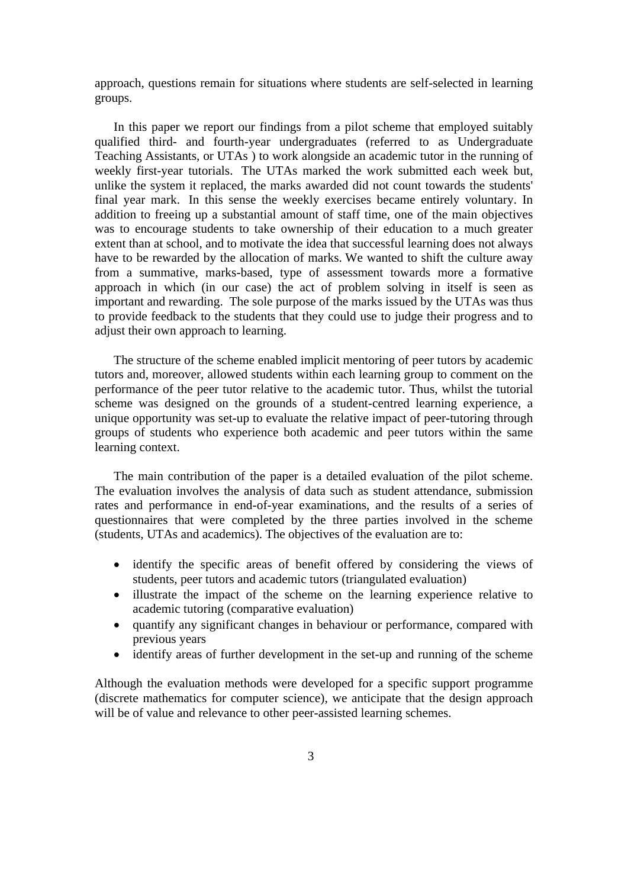approach, questions remain for situations where students are self-selected in learning groups.

In this paper we report our findings from a pilot scheme that employed suitably qualified third- and fourth-year undergraduates (referred to as Undergraduate Teaching Assistants, or UTAs ) to work alongside an academic tutor in the running of weekly first-year tutorials. The UTAs marked the work submitted each week but, unlike the system it replaced, the marks awarded did not count towards the students' final year mark. In this sense the weekly exercises became entirely voluntary. In addition to freeing up a substantial amount of staff time, one of the main objectives was to encourage students to take ownership of their education to a much greater extent than at school, and to motivate the idea that successful learning does not always have to be rewarded by the allocation of marks. We wanted to shift the culture away from a summative, marks-based, type of assessment towards more a formative approach in which (in our case) the act of problem solving in itself is seen as important and rewarding. The sole purpose of the marks issued by the UTAs was thus to provide feedback to the students that they could use to judge their progress and to adjust their own approach to learning.

The structure of the scheme enabled implicit mentoring of peer tutors by academic tutors and, moreover, allowed students within each learning group to comment on the performance of the peer tutor relative to the academic tutor. Thus, whilst the tutorial scheme was designed on the grounds of a student-centred learning experience, a unique opportunity was set-up to evaluate the relative impact of peer-tutoring through groups of students who experience both academic and peer tutors within the same learning context.

The main contribution of the paper is a detailed evaluation of the pilot scheme. The evaluation involves the analysis of data such as student attendance, submission rates and performance in end-of-year examinations, and the results of a series of questionnaires that were completed by the three parties involved in the scheme (students, UTAs and academics). The objectives of the evaluation are to:

- identify the specific areas of benefit offered by considering the views of students, peer tutors and academic tutors (triangulated evaluation)
- illustrate the impact of the scheme on the learning experience relative to academic tutoring (comparative evaluation)
- quantify any significant changes in behaviour or performance, compared with previous years
- identify areas of further development in the set-up and running of the scheme

Although the evaluation methods were developed for a specific support programme (discrete mathematics for computer science), we anticipate that the design approach will be of value and relevance to other peer-assisted learning schemes.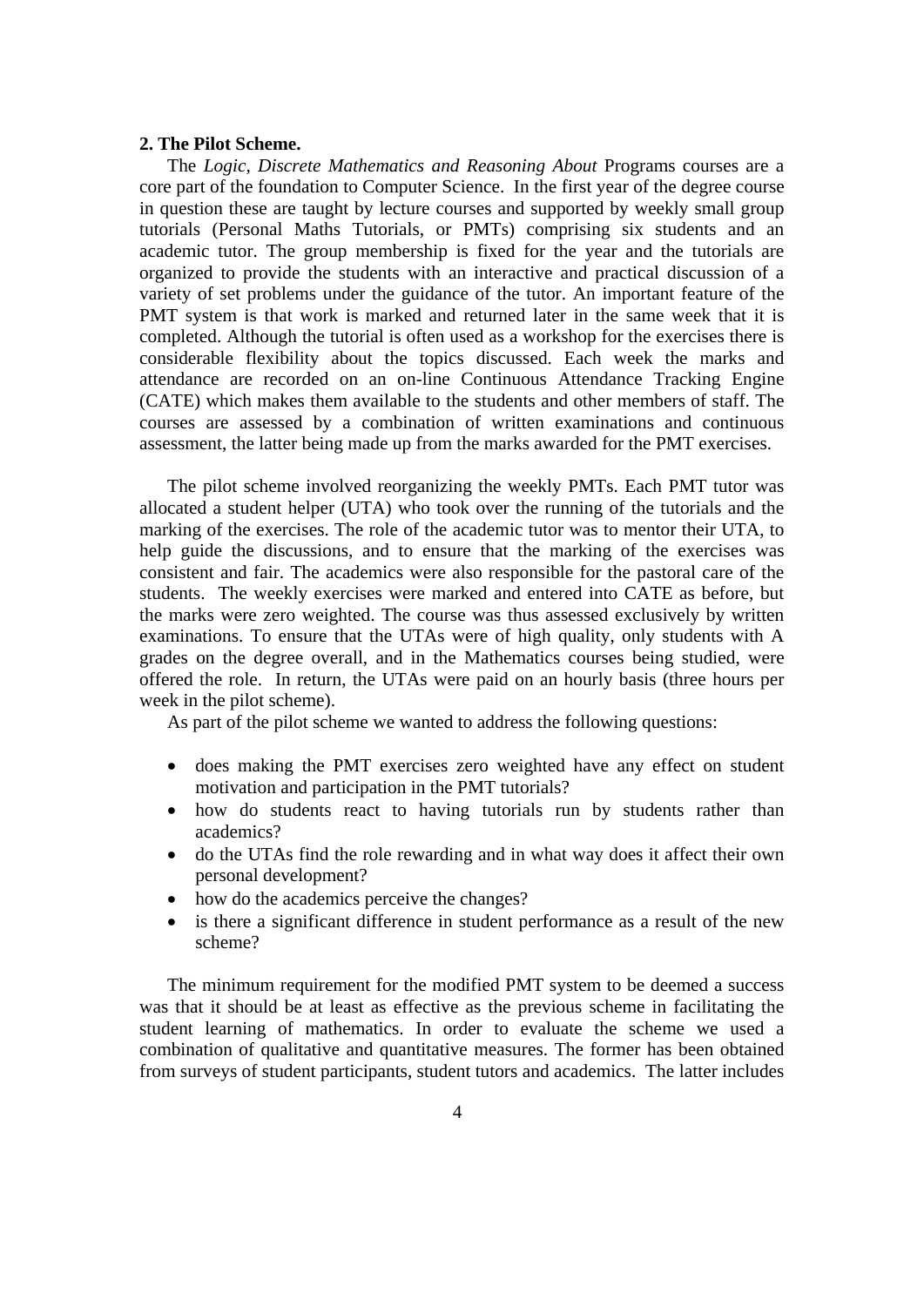**2. The Pilot Scheme.**

The *Logic, Discrete Mathematics and Reasoning About* Programs courses are a core part of the foundation to Computer Science. In the first year of the degree course in question these are taught by lecture courses and supported by weekly small group tutorials (Personal Maths Tutorials, or PMTs) comprising six students and an academic tutor. The group membership is fixed for the year and the tutorials are organized to provide the students with an interactive and practical discussion of a variety of set problems under the guidance of the tutor. An important feature of the PMT system is that work is marked and returned later in the same week that it is completed. Although the tutorial is often used as a workshop for the exercises there is considerable flexibility about the topics discussed. Each week the marks and attendance are recorded on an on-line Continuous Attendance Tracking Engine (CATE) which makes them available to the students and other members of staff. The courses are assessed by a combination of written examinations and continuous assessment, the latter being made up from the marks awarded for the PMT exercises.

The pilot scheme involved reorganizing the weekly PMTs. Each PMT tutor was allocated a student helper (UTA) who took over the running of the tutorials and the marking of the exercises. The role of the academic tutor was to mentor their UTA, to help guide the discussions, and to ensure that the marking of the exercises was consistent and fair. The academics were also responsible for the pastoral care of the students. The weekly exercises were marked and entered into CATE as before, but the marks were zero weighted. The course was thus assessed exclusively by written examinations. To ensure that the UTAs were of high quality, only students with A grades on the degree overall, and in the Mathematics courses being studied, were offered the role. In return, the UTAs were paid on an hourly basis (three hours per week in the pilot scheme).

As part of the pilot scheme we wanted to address the following questions:

- does making the PMT exercises zero weighted have any effect on student motivation and participation in the PMT tutorials?
- how do students react to having tutorials run by students rather than academics?
- do the UTAs find the role rewarding and in what way does it affect their own personal development?
- how do the academics perceive the changes?
- is there a significant difference in student performance as a result of the new scheme?

The minimum requirement for the modified PMT system to be deemed a success was that it should be at least as effective as the previous scheme in facilitating the student learning of mathematics. In order to evaluate the scheme we used a combination of qualitative and quantitative measures. The former has been obtained from surveys of student participants, student tutors and academics. The latter includes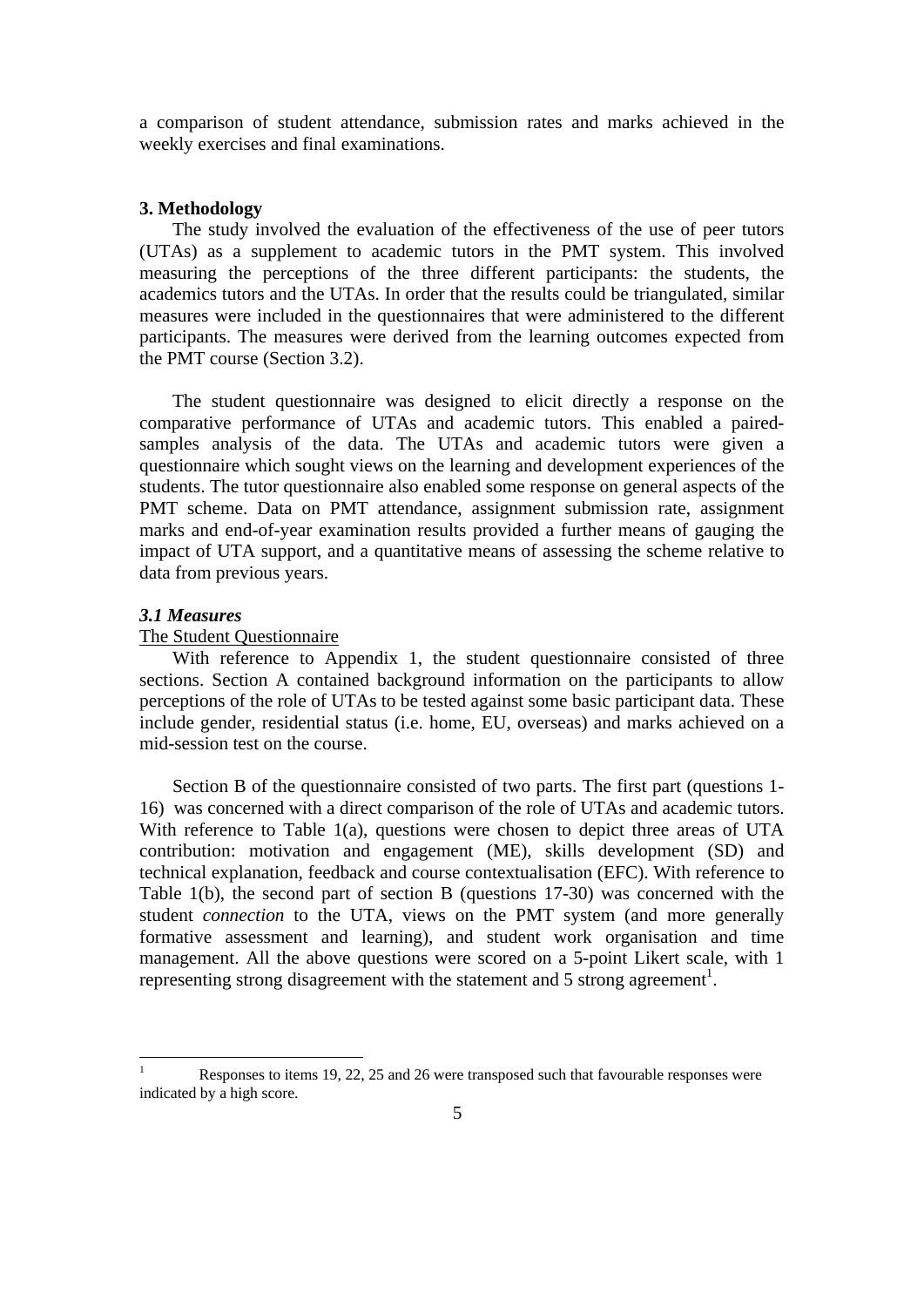a comparison of student attendance, submission rates and marks achieved in the weekly exercises and final examinations.

## 3. Methodology

The study involved the evaluation of the effectiveness of the use of peer tutors (UTAs) as a supplement to academic tutors in the PMT system. This involved measuring the perceptions of the three different participants: the students, the academics tutors and the UTAs. In order that the results could be triangulated, similar measures were included in the questionnaires that were administered to the different participants. The measures were derived from the learning outcomes expected from the PMT course (Section 3.2).

The student questionnaire was designed to elicit directly a response on the comparative performance of UTAs and academic tutors. This enabled a paired-samples analysis of the data. The UTAs and academic tutors were given a questionnaire which sought views on the learning and development experiences of the students. The tutor questionnaire also enabled some response on general aspects of the PMT scheme. Data on PMT attendance, assignment submission rate, assignment marks and end-of-year examination results provided a further means of gauging the impact of UTA support, and a quantitative means of assessing the scheme relative to data from previous years.

### *3.1 Measures*

The Student Questionnaire

With reference to Appendix 1, the student questionnaire consisted of three sections. Section A contained background information on the participants to allow perceptions of the role of UTAs to be tested against some basic participant data. These include gender, residential status (i.e. home, EU, overseas) and marks achieved on a mid-session test on the course.

Section B of the questionnaire consisted of two parts. The first part (questions 1-16) was concerned with a direct comparison of the role of UTAs and academic tutors. With reference to Table 1(a), questions were chosen to depict three areas of UTA contribution: motivation and engagement (ME), skills development (SD) and technical explanation, feedback and course contextualisation (EFC). With reference to Table 1(b), the second part of section B (questions 17-30) was concerned with the student *connection* to the UTA, views on the PMT system (and more generally formative assessment and learning), and student work organisation and time management. All the above questions were scored on a 5-point Likert scale, with 1 representing strong disagreement with the statement and 5 strong agreement[1].

[1] Responses to items 19, 22, 25 and 26 were transposed such that favourable responses were indicated by a high score.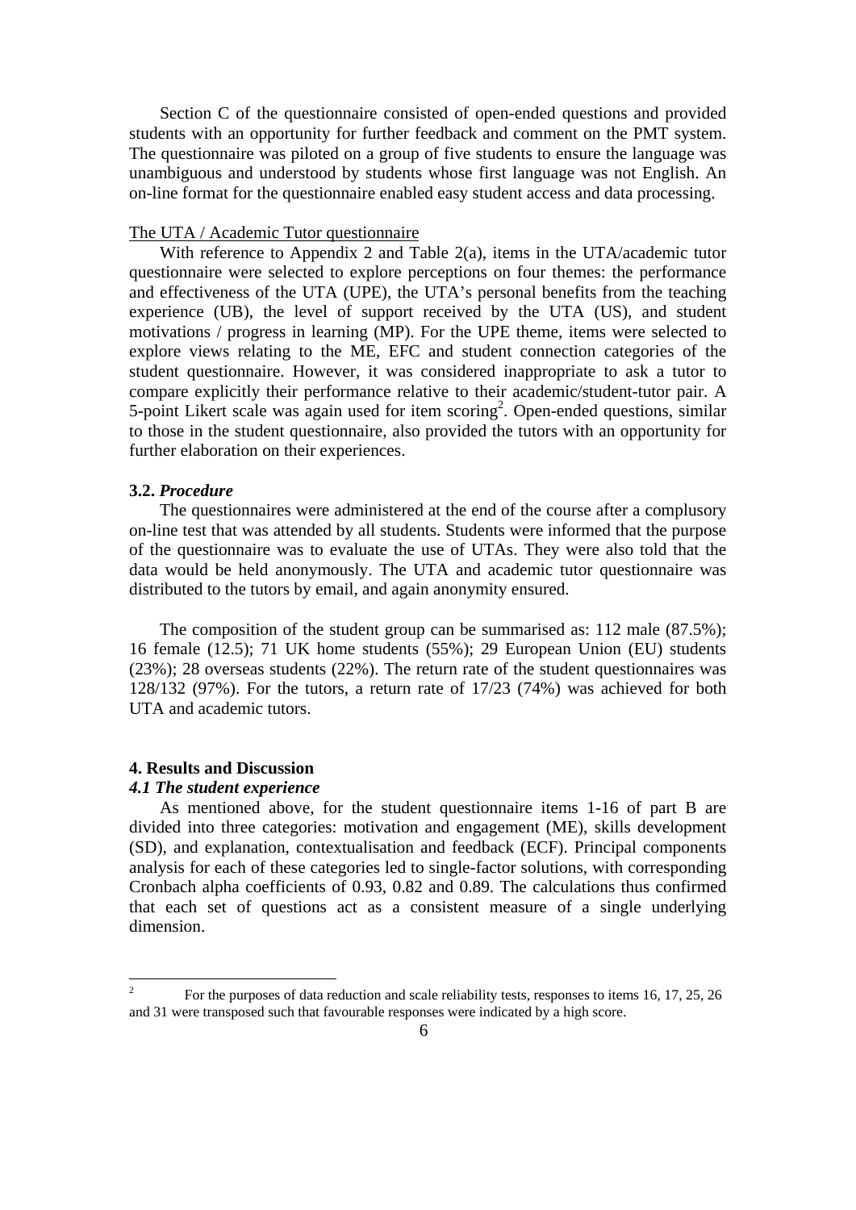Section C of the questionnaire consisted of open-ended questions and provided students with an opportunity for further feedback and comment on the PMT system. The questionnaire was piloted on a group of five students to ensure the language was unambiguous and understood by students whose first language was not English. An on-line format for the questionnaire enabled easy student access and data processing.

The UTA / Academic Tutor questionnaire

With reference to Appendix 2 and Table 2(a), items in the UTA/academic tutor questionnaire were selected to explore perceptions on four themes: the performance and effectiveness of the UTA (UPE), the UTA's personal benefits from the teaching experience (UB), the level of support received by the UTA (US), and student motivations / progress in learning (MP). For the UPE theme, items were selected to explore views relating to the ME, EFC and student connection categories of the student questionnaire. However, it was considered inappropriate to ask a tutor to compare explicitly their performance relative to their academic/student-tutor pair. A 5-point Likert scale was again used for item scoring[2]. Open-ended questions, similar to those in the student questionnaire, also provided the tutors with an opportunity for further elaboration on their experiences.

### 3.2. *Procedure*

The questionnaires were administered at the end of the course after a complusory on-line test that was attended by all students. Students were informed that the purpose of the questionnaire was to evaluate the use of UTAs. They were also told that the data would be held anonymously. The UTA and academic tutor questionnaire was distributed to the tutors by email, and again anonymity ensured.

The composition of the student group can be summarised as: 112 male (87.5%); 16 female (12.5); 71 UK home students (55%); 29 European Union (EU) students (23%); 28 overseas students (22%). The return rate of the student questionnaires was 128/132 (97%). For the tutors, a return rate of 17/23 (74%) was achieved for both UTA and academic tutors.

## 4. Results and Discussion

### *4.1 The student experience*

As mentioned above, for the student questionnaire items 1-16 of part B are divided into three categories: motivation and engagement (ME), skills development (SD), and explanation, contextualisation and feedback (ECF). Principal components analysis for each of these categories led to single-factor solutions, with corresponding Cronbach alpha coefficients of 0.93, 0.82 and 0.89. The calculations thus confirmed that each set of questions act as a consistent measure of a single underlying dimension.

---

[2] For the purposes of data reduction and scale reliability tests, responses to items 16, 17, 25, 26 and 31 were transposed such that favourable responses were indicated by a high score.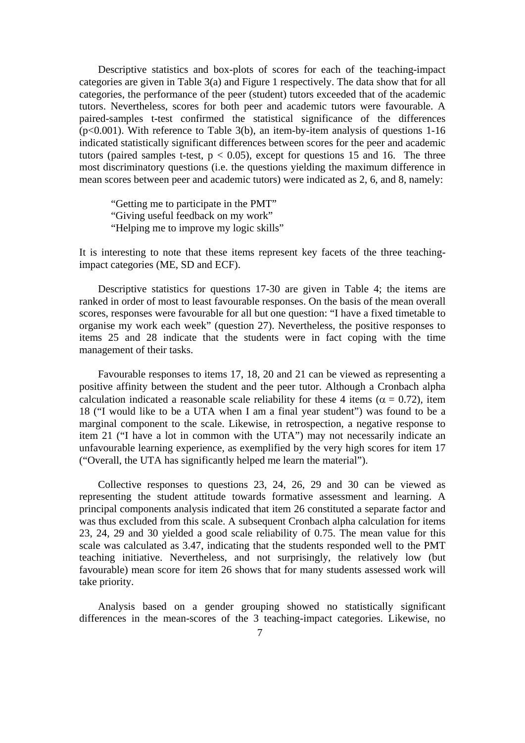Descriptive statistics and box-plots of scores for each of the teaching-impact categories are given in Table 3(a) and Figure 1 respectively. The data show that for all categories, the performance of the peer (student) tutors exceeded that of the academic tutors. Nevertheless, scores for both peer and academic tutors were favourable. A paired-samples t-test confirmed the statistical significance of the differences ($p<0.001$). With reference to Table 3(b), an item-by-item analysis of questions 1-16 indicated statistically significant differences between scores for the peer and academic tutors (paired samples t-test, $p < 0.05$), except for questions 15 and 16. The three most discriminatory questions (i.e. the questions yielding the maximum difference in mean scores between peer and academic tutors) were indicated as 2, 6, and 8, namely:

> "Getting me to participate in the PMT"
> "Giving useful feedback on my work"
> "Helping me to improve my logic skills"

It is interesting to note that these items represent key facets of the three teaching-impact categories (ME, SD and ECF).

Descriptive statistics for questions 17-30 are given in Table 4; the items are ranked in order of most to least favourable responses. On the basis of the mean overall scores, responses were favourable for all but one question: "I have a fixed timetable to organise my work each week" (question 27). Nevertheless, the positive responses to items 25 and 28 indicate that the students were in fact coping with the time management of their tasks.

Favourable responses to items 17, 18, 20 and 21 can be viewed as representing a positive affinity between the student and the peer tutor. Although a Cronbach alpha calculation indicated a reasonable scale reliability for these 4 items ($\alpha = 0.72$), item 18 ("I would like to be a UTA when I am a final year student") was found to be a marginal component to the scale. Likewise, in retrospection, a negative response to item 21 ("I have a lot in common with the UTA") may not necessarily indicate an unfavourable learning experience, as exemplified by the very high scores for item 17 ("Overall, the UTA has significantly helped me learn the material").

Collective responses to questions 23, 24, 26, 29 and 30 can be viewed as representing the student attitude towards formative assessment and learning. A principal components analysis indicated that item 26 constituted a separate factor and was thus excluded from this scale. A subsequent Cronbach alpha calculation for items 23, 24, 29 and 30 yielded a good scale reliability of 0.75. The mean value for this scale was calculated as 3.47, indicating that the students responded well to the PMT teaching initiative. Nevertheless, and not surprisingly, the relatively low (but favourable) mean score for item 26 shows that for many students assessed work will take priority.

Analysis based on a gender grouping showed no statistically significant differences in the mean-scores of the 3 teaching-impact categories. Likewise, no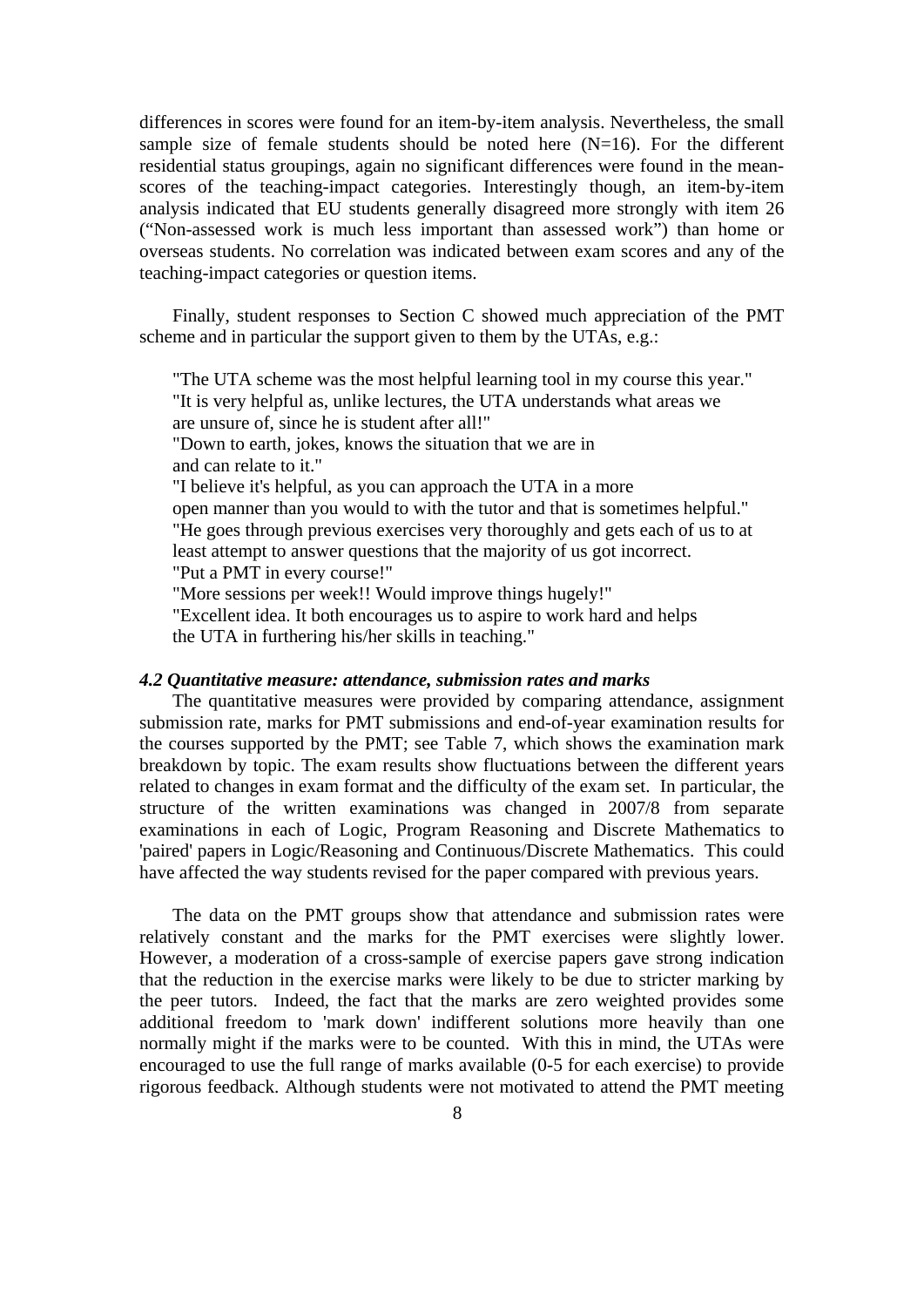differences in scores were found for an item-by-item analysis. Nevertheless, the small sample size of female students should be noted here (N=16). For the different residential status groupings, again no significant differences were found in the mean-scores of the teaching-impact categories. Interestingly though, an item-by-item analysis indicated that EU students generally disagreed more strongly with item 26 ("Non-assessed work is much less important than assessed work") than home or overseas students. No correlation was indicated between exam scores and any of the teaching-impact categories or question items.

Finally, student responses to Section C showed much appreciation of the PMT scheme and in particular the support given to them by the UTAs, e.g.:

> "The UTA scheme was the most helpful learning tool in my course this year."
> "It is very helpful as, unlike lectures, the UTA understands what areas we are unsure of, since he is student after all!"
> "Down to earth, jokes, knows the situation that we are in and can relate to it."
> "I believe it's helpful, as you can approach the UTA in a more open manner than you would to with the tutor and that is sometimes helpful."
> "He goes through previous exercises very thoroughly and gets each of us to at least attempt to answer questions that the majority of us got incorrect.
> "Put a PMT in every course!"
> "More sessions per week!! Would improve things hugely!"
> "Excellent idea. It both encourages us to aspire to work hard and helps the UTA in furthering his/her skills in teaching."

### *4.2 Quantitative measure: attendance, submission rates and marks*

The quantitative measures were provided by comparing attendance, assignment submission rate, marks for PMT submissions and end-of-year examination results for the courses supported by the PMT; see Table 7, which shows the examination mark breakdown by topic. The exam results show fluctuations between the different years related to changes in exam format and the difficulty of the exam set. In particular, the structure of the written examinations was changed in 2007/8 from separate examinations in each of Logic, Program Reasoning and Discrete Mathematics to 'paired' papers in Logic/Reasoning and Continuous/Discrete Mathematics. This could have affected the way students revised for the paper compared with previous years.

The data on the PMT groups show that attendance and submission rates were relatively constant and the marks for the PMT exercises were slightly lower. However, a moderation of a cross-sample of exercise papers gave strong indication that the reduction in the exercise marks were likely to be due to stricter marking by the peer tutors. Indeed, the fact that the marks are zero weighted provides some additional freedom to 'mark down' indifferent solutions more heavily than one normally might if the marks were to be counted. With this in mind, the UTAs were encouraged to use the full range of marks available (0-5 for each exercise) to provide rigorous feedback. Although students were not motivated to attend the PMT meeting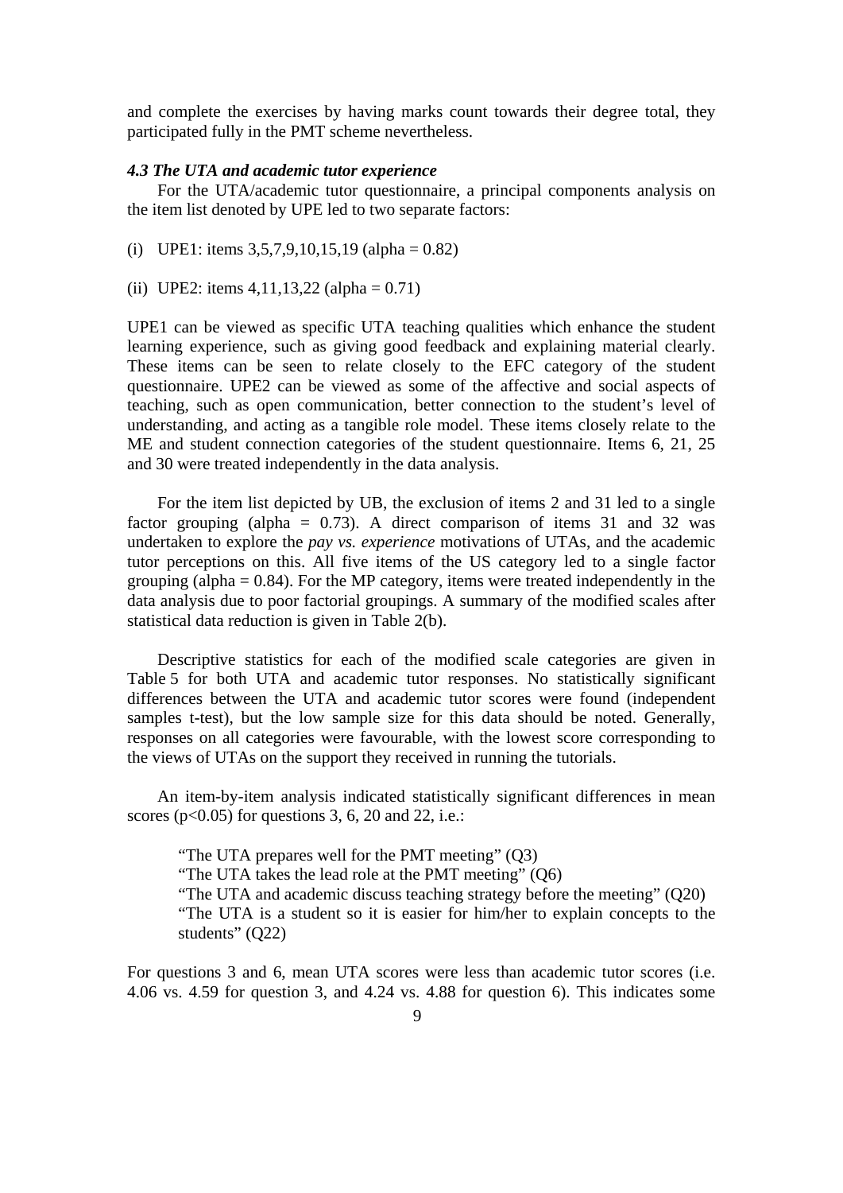and complete the exercises by having marks count towards their degree total, they participated fully in the PMT scheme nevertheless.

#### *4.3 The UTA and academic tutor experience*

For the UTA/academic tutor questionnaire, a principal components analysis on the item list denoted by UPE led to two separate factors:

(i) UPE1: items 3,5,7,9,10,15,19 (alpha = 0.82)

(ii) UPE2: items 4,11,13,22 (alpha = 0.71)

UPE1 can be viewed as specific UTA teaching qualities which enhance the student learning experience, such as giving good feedback and explaining material clearly. These items can be seen to relate closely to the EFC category of the student questionnaire. UPE2 can be viewed as some of the affective and social aspects of teaching, such as open communication, better connection to the student's level of understanding, and acting as a tangible role model. These items closely relate to the ME and student connection categories of the student questionnaire. Items 6, 21, 25 and 30 were treated independently in the data analysis.

For the item list depicted by UB, the exclusion of items 2 and 31 led to a single factor grouping (alpha = 0.73). A direct comparison of items 31 and 32 was undertaken to explore the *pay vs. experience* motivations of UTAs, and the academic tutor perceptions on this. All five items of the US category led to a single factor grouping (alpha = 0.84). For the MP category, items were treated independently in the data analysis due to poor factorial groupings. A summary of the modified scales after statistical data reduction is given in Table 2(b).

Descriptive statistics for each of the modified scale categories are given in Table 5 for both UTA and academic tutor responses. No statistically significant differences between the UTA and academic tutor scores were found (independent samples t-test), but the low sample size for this data should be noted. Generally, responses on all categories were favourable, with the lowest score corresponding to the views of UTAs on the support they received in running the tutorials.

An item-by-item analysis indicated statistically significant differences in mean scores ($p<0.05$) for questions 3, 6, 20 and 22, i.e.:

> "The UTA prepares well for the PMT meeting" (Q3)
> "The UTA takes the lead role at the PMT meeting" (Q6)
> "The UTA and academic discuss teaching strategy before the meeting" (Q20)
> "The UTA is a student so it is easier for him/her to explain concepts to the students" (Q22)

For questions 3 and 6, mean UTA scores were less than academic tutor scores (i.e. 4.06 vs. 4.59 for question 3, and 4.24 vs. 4.88 for question 6). This indicates some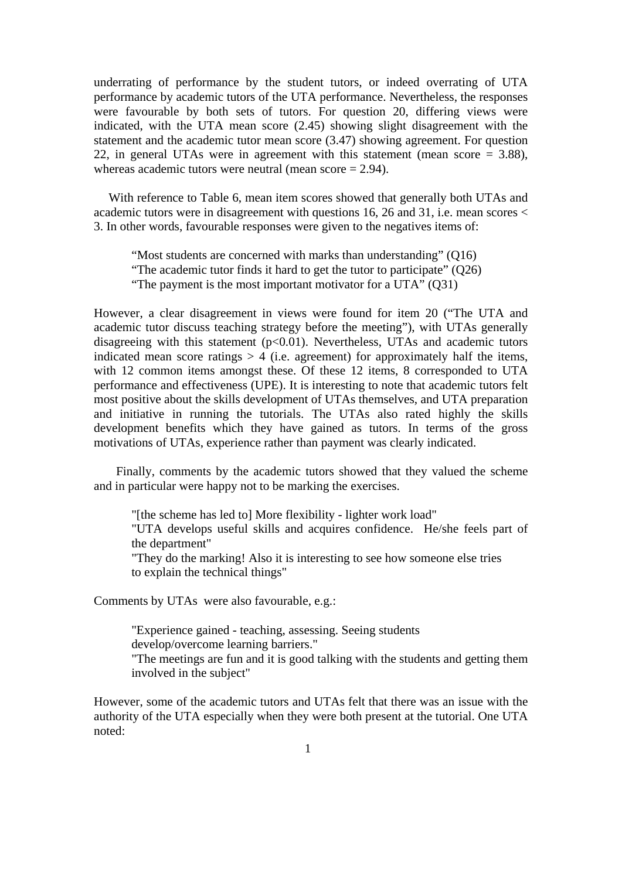underrating of performance by the student tutors, or indeed overrating of UTA performance by academic tutors of the UTA performance. Nevertheless, the responses were favourable by both sets of tutors. For question 20, differing views were indicated, with the UTA mean score (2.45) showing slight disagreement with the statement and the academic tutor mean score (3.47) showing agreement. For question 22, in general UTAs were in agreement with this statement (mean score = 3.88), whereas academic tutors were neutral (mean score = 2.94).

With reference to Table 6, mean item scores showed that generally both UTAs and academic tutors were in disagreement with questions 16, 26 and 31, i.e. mean scores < 3. In other words, favourable responses were given to the negatives items of:

> "Most students are concerned with marks than understanding" (Q16)
> "The academic tutor finds it hard to get the tutor to participate" (Q26)
> "The payment is the most important motivator for a UTA" (Q31)

However, a clear disagreement in views were found for item 20 ("The UTA and academic tutor discuss teaching strategy before the meeting"), with UTAs generally disagreeing with this statement ($p<0.01$). Nevertheless, UTAs and academic tutors indicated mean score ratings > 4 (i.e. agreement) for approximately half the items, with 12 common items amongst these. Of these 12 items, 8 corresponded to UTA performance and effectiveness (UPE). It is interesting to note that academic tutors felt most positive about the skills development of UTAs themselves, and UTA preparation and initiative in running the tutorials. The UTAs also rated highly the skills development benefits which they have gained as tutors. In terms of the gross motivations of UTAs, experience rather than payment was clearly indicated.

Finally, comments by the academic tutors showed that they valued the scheme and in particular were happy not to be marking the exercises.

> "[the scheme has led to] More flexibility - lighter work load"
> "UTA develops useful skills and acquires confidence. He/she feels part of the department"
> "They do the marking! Also it is interesting to see how someone else tries to explain the technical things"

Comments by UTAs were also favourable, e.g.:

> "Experience gained - teaching, assessing. Seeing students develop/overcome learning barriers."
> "The meetings are fun and it is good talking with the students and getting them involved in the subject"

However, some of the academic tutors and UTAs felt that there was an issue with the authority of the UTA especially when they were both present at the tutorial. One UTA noted: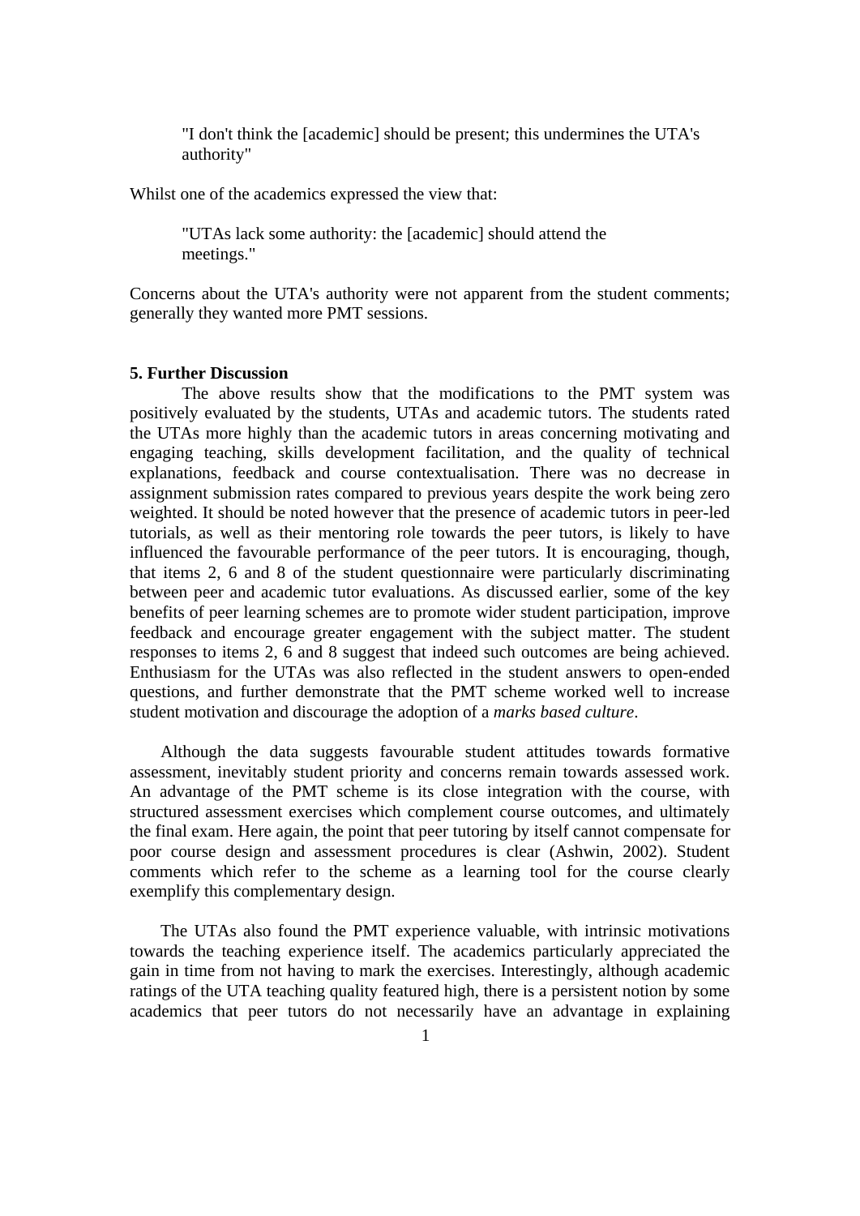> "I don't think the [academic] should be present; this undermines the UTA's authority"

Whilst one of the academics expressed the view that:

> "UTAs lack some authority: the [academic] should attend the meetings."

Concerns about the UTA's authority were not apparent from the student comments; generally they wanted more PMT sessions.

## 5. Further Discussion

The above results show that the modifications to the PMT system was positively evaluated by the students, UTAs and academic tutors. The students rated the UTAs more highly than the academic tutors in areas concerning motivating and engaging teaching, skills development facilitation, and the quality of technical explanations, feedback and course contextualisation. There was no decrease in assignment submission rates compared to previous years despite the work being zero weighted. It should be noted however that the presence of academic tutors in peer-led tutorials, as well as their mentoring role towards the peer tutors, is likely to have influenced the favourable performance of the peer tutors. It is encouraging, though, that items 2, 6 and 8 of the student questionnaire were particularly discriminating between peer and academic tutor evaluations. As discussed earlier, some of the key benefits of peer learning schemes are to promote wider student participation, improve feedback and encourage greater engagement with the subject matter. The student responses to items 2, 6 and 8 suggest that indeed such outcomes are being achieved. Enthusiasm for the UTAs was also reflected in the student answers to open-ended questions, and further demonstrate that the PMT scheme worked well to increase student motivation and discourage the adoption of a *marks based culture*.

Although the data suggests favourable student attitudes towards formative assessment, inevitably student priority and concerns remain towards assessed work. An advantage of the PMT scheme is its close integration with the course, with structured assessment exercises which complement course outcomes, and ultimately the final exam. Here again, the point that peer tutoring by itself cannot compensate for poor course design and assessment procedures is clear (Ashwin, 2002). Student comments which refer to the scheme as a learning tool for the course clearly exemplify this complementary design.

The UTAs also found the PMT experience valuable, with intrinsic motivations towards the teaching experience itself. The academics particularly appreciated the gain in time from not having to mark the exercises. Interestingly, although academic ratings of the UTA teaching quality featured high, there is a persistent notion by some academics that peer tutors do not necessarily have an advantage in explaining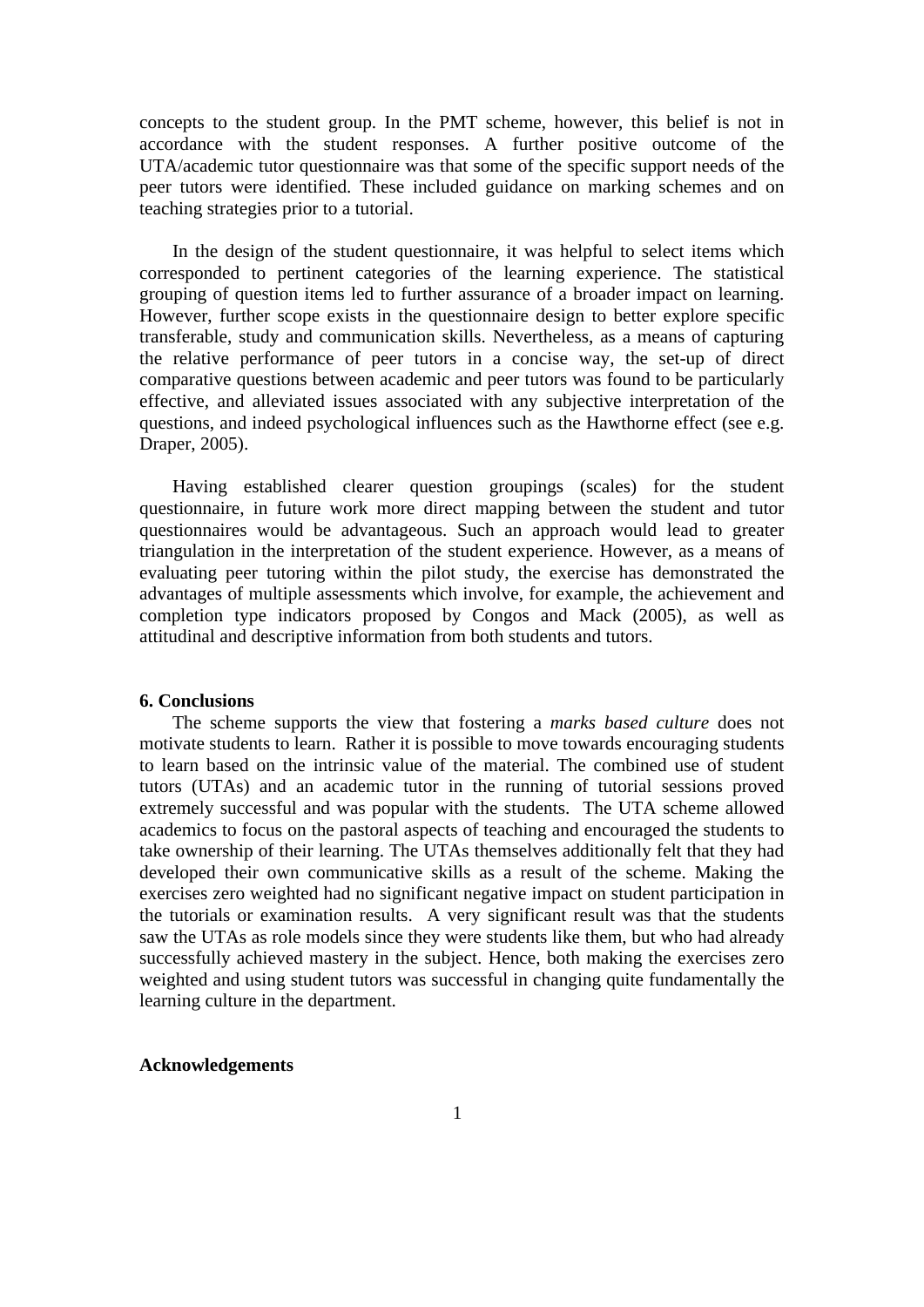concepts to the student group. In the PMT scheme, however, this belief is not in accordance with the student responses. A further positive outcome of the UTA/academic tutor questionnaire was that some of the specific support needs of the peer tutors were identified. These included guidance on marking schemes and on teaching strategies prior to a tutorial.

In the design of the student questionnaire, it was helpful to select items which corresponded to pertinent categories of the learning experience. The statistical grouping of question items led to further assurance of a broader impact on learning. However, further scope exists in the questionnaire design to better explore specific transferable, study and communication skills. Nevertheless, as a means of capturing the relative performance of peer tutors in a concise way, the set-up of direct comparative questions between academic and peer tutors was found to be particularly effective, and alleviated issues associated with any subjective interpretation of the questions, and indeed psychological influences such as the Hawthorne effect (see e.g. Draper, 2005).

Having established clearer question groupings (scales) for the student questionnaire, in future work more direct mapping between the student and tutor questionnaires would be advantageous. Such an approach would lead to greater triangulation in the interpretation of the student experience. However, as a means of evaluating peer tutoring within the pilot study, the exercise has demonstrated the advantages of multiple assessments which involve, for example, the achievement and completion type indicators proposed by Congos and Mack (2005), as well as attitudinal and descriptive information from both students and tutors.

## 6. Conclusions

The scheme supports the view that fostering a *marks based culture* does not motivate students to learn. Rather it is possible to move towards encouraging students to learn based on the intrinsic value of the material. The combined use of student tutors (UTAs) and an academic tutor in the running of tutorial sessions proved extremely successful and was popular with the students. The UTA scheme allowed academics to focus on the pastoral aspects of teaching and encouraged the students to take ownership of their learning. The UTAs themselves additionally felt that they had developed their own communicative skills as a result of the scheme. Making the exercises zero weighted had no significant negative impact on student participation in the tutorials or examination results. A very significant result was that the students saw the UTAs as role models since they were students like them, but who had already successfully achieved mastery in the subject. Hence, both making the exercises zero weighted and using student tutors was successful in changing quite fundamentally the learning culture in the department.

## Acknowledgements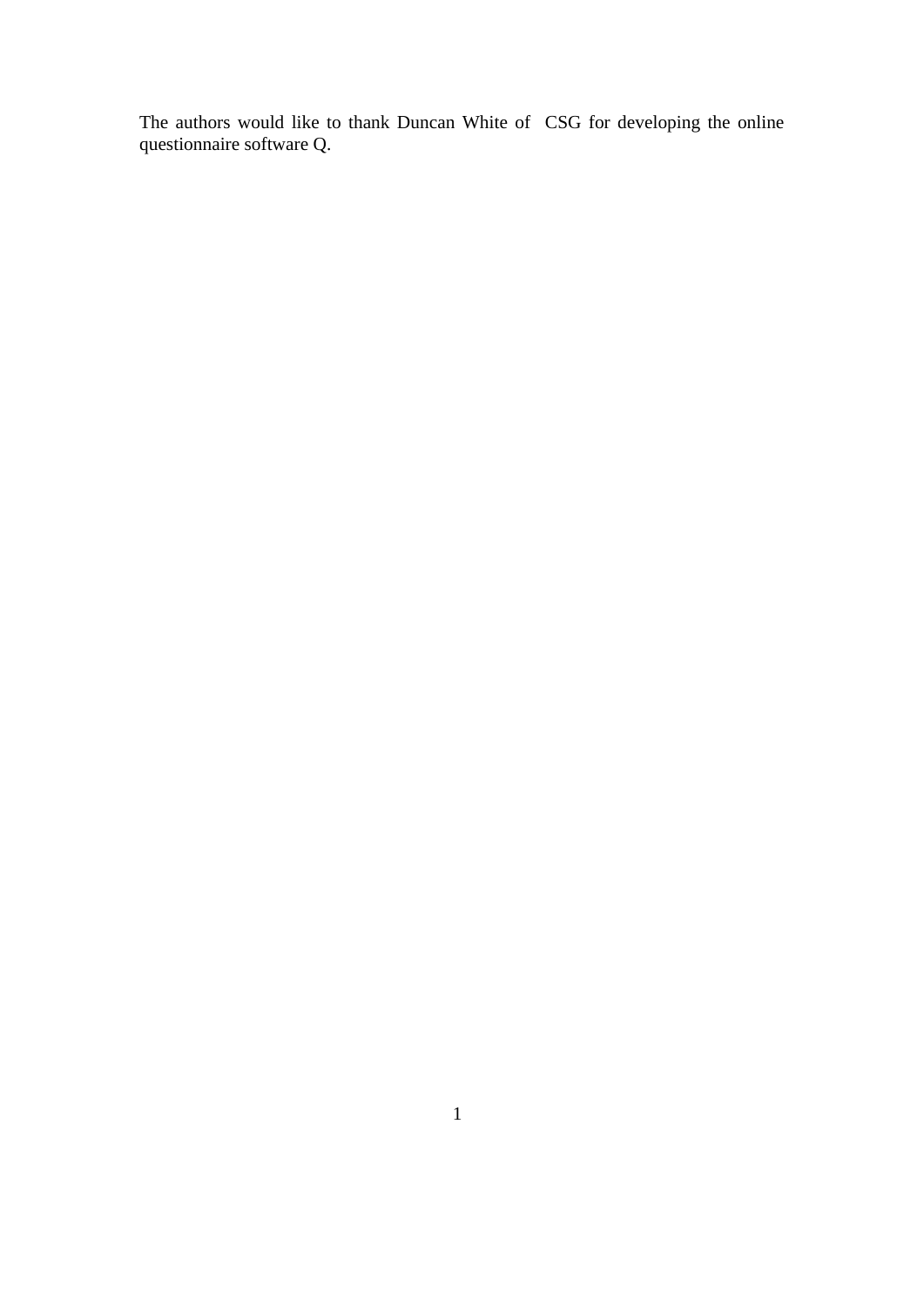The authors would like to thank Duncan White of CSG for developing the online questionnaire software Q.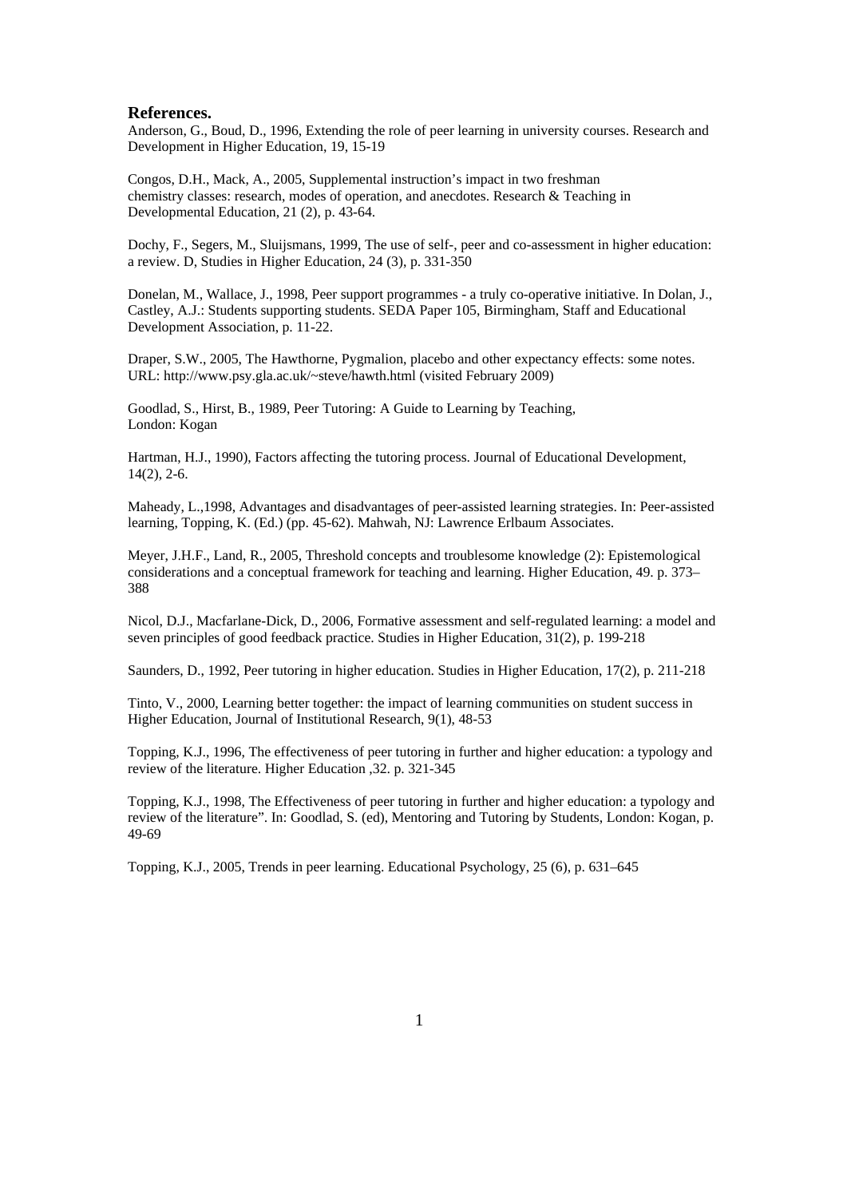**References.**

Anderson, G., Boud, D., 1996, Extending the role of peer learning in university courses. Research and Development in Higher Education, 19, 15-19

Congos, D.H., Mack, A., 2005, Supplemental instruction's impact in two freshman chemistry classes: research, modes of operation, and anecdotes. Research & Teaching in Developmental Education, 21 (2), p. 43-64.

Dochy, F., Segers, M., Sluijsmans, 1999, The use of self-, peer and co-assessment in higher education: a review. D, Studies in Higher Education, 24 (3), p. 331-350

Donelan, M., Wallace, J., 1998, Peer support programmes - a truly co-operative initiative. In Dolan, J., Castley, A.J.: Students supporting students. SEDA Paper 105, Birmingham, Staff and Educational Development Association, p. 11-22.

Draper, S.W., 2005, The Hawthorne, Pygmalion, placebo and other expectancy effects: some notes. URL: http://www.psy.gla.ac.uk/~steve/hawth.html (visited February 2009)

Goodlad, S., Hirst, B., 1989, Peer Tutoring: A Guide to Learning by Teaching, London: Kogan

Hartman, H.J., 1990), Factors affecting the tutoring process. Journal of Educational Development, 14(2), 2-6.

Maheady, L.,1998, Advantages and disadvantages of peer-assisted learning strategies. In: Peer-assisted learning, Topping, K. (Ed.) (pp. 45-62). Mahwah, NJ: Lawrence Erlbaum Associates.

Meyer, J.H.F., Land, R., 2005, Threshold concepts and troublesome knowledge (2): Epistemological considerations and a conceptual framework for teaching and learning. Higher Education, 49. p. 373–388

Nicol, D.J., Macfarlane-Dick, D., 2006, Formative assessment and self-regulated learning: a model and seven principles of good feedback practice. Studies in Higher Education, 31(2), p. 199-218

Saunders, D., 1992, Peer tutoring in higher education. Studies in Higher Education, 17(2), p. 211-218

Tinto, V., 2000, Learning better together: the impact of learning communities on student success in Higher Education, Journal of Institutional Research, 9(1), 48-53

Topping, K.J., 1996, The effectiveness of peer tutoring in further and higher education: a typology and review of the literature. Higher Education ,32. p. 321-345

Topping, K.J., 1998, The Effectiveness of peer tutoring in further and higher education: a typology and review of the literature". In: Goodlad, S. (ed), Mentoring and Tutoring by Students, London: Kogan, p. 49-69

Topping, K.J., 2005, Trends in peer learning. Educational Psychology, 25 (6), p. 631–645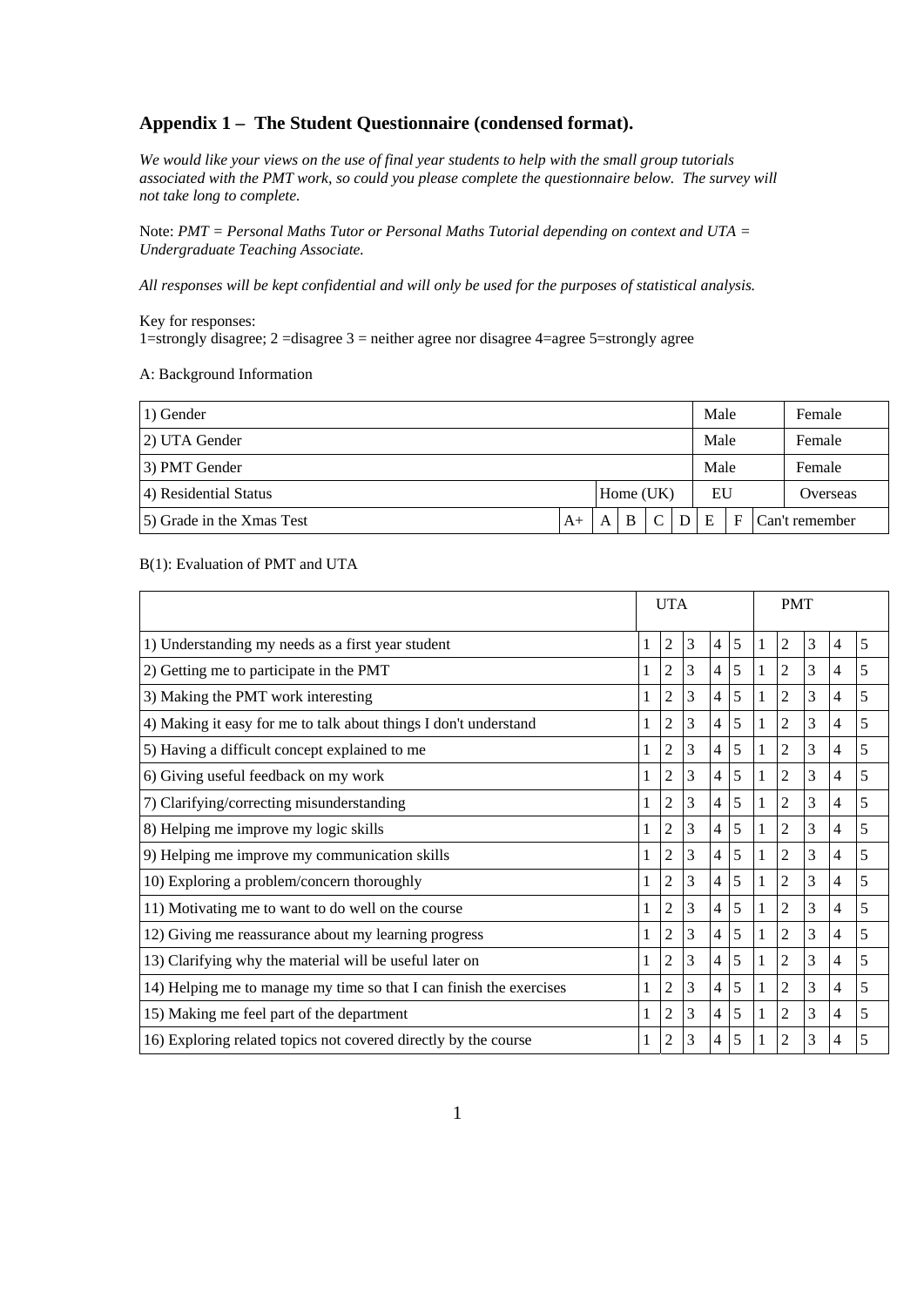## Appendix 1 – The Student Questionnaire (condensed format).

*We would like your views on the use of final year students to help with the small group tutorials associated with the PMT work, so could you please complete the questionnaire below. The survey will not take long to complete.*

Note: *PMT = Personal Maths Tutor or Personal Maths Tutorial depending on context and UTA = Undergraduate Teaching Associate.*

*All responses will be kept confidential and will only be used for the purposes of statistical analysis.*

Key for responses:
1=strongly disagree; 2 =disagree 3 = neither agree nor disagree 4=agree 5=strongly agree

A: Background Information

| | | | | | | | | | |
|---|---|---|---|---|---|---|---|---|---|
| 1) Gender | | | | | | Male | | | Female |
| 2) UTA Gender | | | | | | Male | | | Female |
| 3) PMT Gender | | | | | | Male | | | Female |
| 4) Residential Status | | Home (UK) | | | | EU | | | Overseas |
| 5) Grade in the Xmas Test | A+ | A | B | C | D | E | F | | Can't remember |

B(1): Evaluation of PMT and UTA

| | UTA | | | | | PMT | | | | |
|---|---|---|---|---|---|---|---|---|---|---|
| 1) Understanding my needs as a first year student | 1 | 2 | 3 | 4 | 5 | 1 | 2 | 3 | 4 | 5 |
| 2) Getting me to participate in the PMT | 1 | 2 | 3 | 4 | 5 | 1 | 2 | 3 | 4 | 5 |
| 3) Making the PMT work interesting | 1 | 2 | 3 | 4 | 5 | 1 | 2 | 3 | 4 | 5 |
| 4) Making it easy for me to talk about things I don't understand | 1 | 2 | 3 | 4 | 5 | 1 | 2 | 3 | 4 | 5 |
| 5) Having a difficult concept explained to me | 1 | 2 | 3 | 4 | 5 | 1 | 2 | 3 | 4 | 5 |
| 6) Giving useful feedback on my work | 1 | 2 | 3 | 4 | 5 | 1 | 2 | 3 | 4 | 5 |
| 7) Clarifying/correcting misunderstanding | 1 | 2 | 3 | 4 | 5 | 1 | 2 | 3 | 4 | 5 |
| 8) Helping me improve my logic skills | 1 | 2 | 3 | 4 | 5 | 1 | 2 | 3 | 4 | 5 |
| 9) Helping me improve my communication skills | 1 | 2 | 3 | 4 | 5 | 1 | 2 | 3 | 4 | 5 |
| 10) Exploring a problem/concern thoroughly | 1 | 2 | 3 | 4 | 5 | 1 | 2 | 3 | 4 | 5 |
| 11) Motivating me to want to do well on the course | 1 | 2 | 3 | 4 | 5 | 1 | 2 | 3 | 4 | 5 |
| 12) Giving me reassurance about my learning progress | 1 | 2 | 3 | 4 | 5 | 1 | 2 | 3 | 4 | 5 |
| 13) Clarifying why the material will be useful later on | 1 | 2 | 3 | 4 | 5 | 1 | 2 | 3 | 4 | 5 |
| 14) Helping me to manage my time so that I can finish the exercises | 1 | 2 | 3 | 4 | 5 | 1 | 2 | 3 | 4 | 5 |
| 15) Making me feel part of the department | 1 | 2 | 3 | 4 | 5 | 1 | 2 | 3 | 4 | 5 |
| 16) Exploring related topics not covered directly by the course | 1 | 2 | 3 | 4 | 5 | 1 | 2 | 3 | 4 | 5 |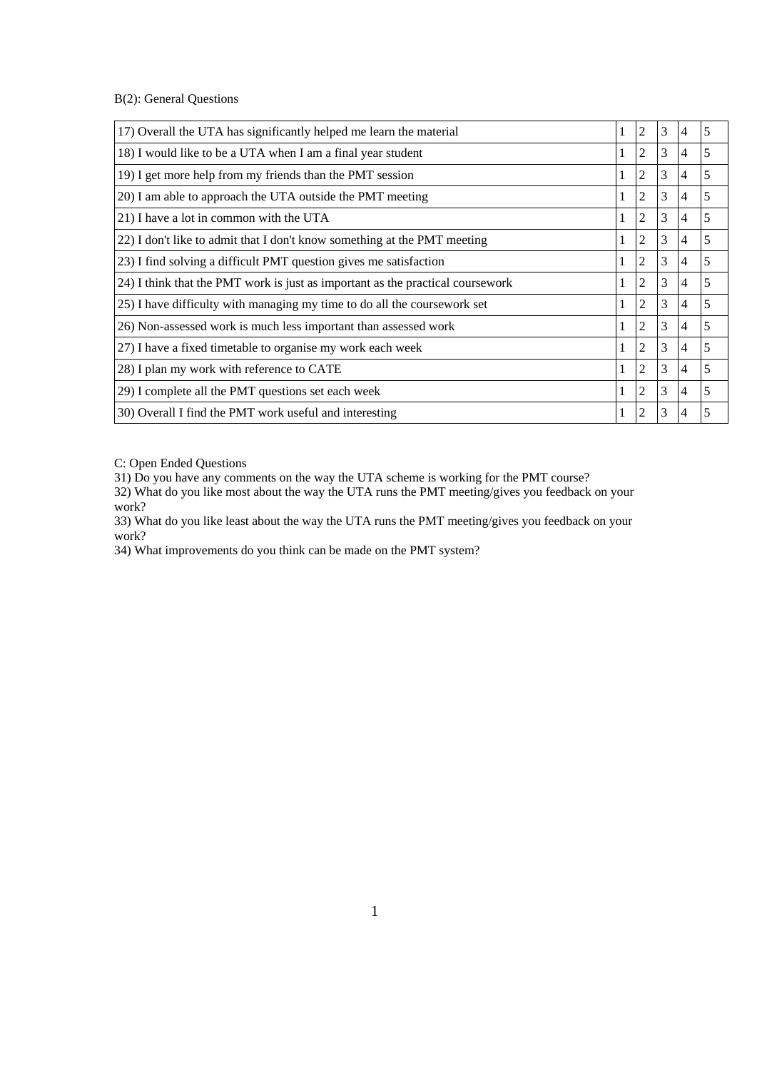B(2): General Questions

| | | | | | |
|---|---|---|---|---|---|
| 17) Overall the UTA has significantly helped me learn the material | 1 | 2 | 3 | 4 | 5 |
| 18) I would like to be a UTA when I am a final year student | 1 | 2 | 3 | 4 | 5 |
| 19) I get more help from my friends than the PMT session | 1 | 2 | 3 | 4 | 5 |
| 20) I am able to approach the UTA outside the PMT meeting | 1 | 2 | 3 | 4 | 5 |
| 21) I have a lot in common with the UTA | 1 | 2 | 3 | 4 | 5 |
| 22) I don't like to admit that I don't know something at the PMT meeting | 1 | 2 | 3 | 4 | 5 |
| 23) I find solving a difficult PMT question gives me satisfaction | 1 | 2 | 3 | 4 | 5 |
| 24) I think that the PMT work is just as important as the practical coursework | 1 | 2 | 3 | 4 | 5 |
| 25) I have difficulty with managing my time to do all the coursework set | 1 | 2 | 3 | 4 | 5 |
| 26) Non-assessed work is much less important than assessed work | 1 | 2 | 3 | 4 | 5 |
| 27) I have a fixed timetable to organise my work each week | 1 | 2 | 3 | 4 | 5 |
| 28) I plan my work with reference to CATE | 1 | 2 | 3 | 4 | 5 |
| 29) I complete all the PMT questions set each week | 1 | 2 | 3 | 4 | 5 |
| 30) Overall I find the PMT work useful and interesting | 1 | 2 | 3 | 4 | 5 |

C: Open Ended Questions

31) Do you have any comments on the way the UTA scheme is working for the PMT course?

32) What do you like most about the way the UTA runs the PMT meeting/gives you feedback on your work?

33) What do you like least about the way the UTA runs the PMT meeting/gives you feedback on your work?

34) What improvements do you think can be made on the PMT system?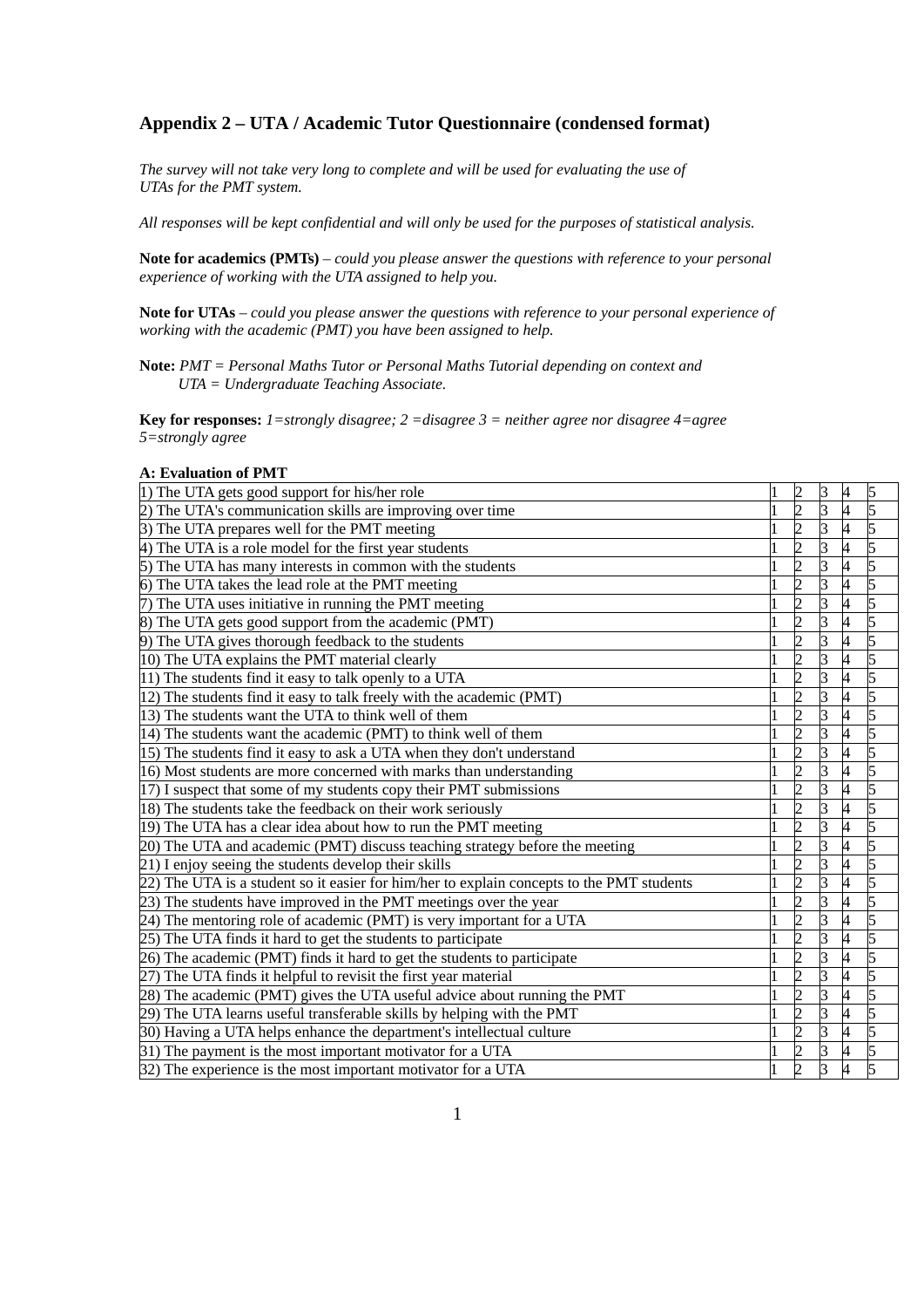## Appendix 2 – UTA / Academic Tutor Questionnaire (condensed format)

*The survey will not take very long to complete and will be used for evaluating the use of UTAs for the PMT system.*

*All responses will be kept confidential and will only be used for the purposes of statistical analysis.*

**Note for academics (PMTs)** – *could you please answer the questions with reference to your personal experience of working with the UTA assigned to help you.*

**Note for UTAs** – *could you please answer the questions with reference to your personal experience of working with the academic (PMT) you have been assigned to help.*

**Note:** *PMT = Personal Maths Tutor or Personal Maths Tutorial depending on context and UTA = Undergraduate Teaching Associate.*

**Key for responses:** *1=strongly disagree; 2 =disagree 3 = neither agree nor disagree 4=agree 5=strongly agree*

**A: Evaluation of PMT**

| | | | | | |
|---|---|---|---|---|---|
| 1) The UTA gets good support for his/her role | 1 | 2 | 3 | 4 | 5 |
| 2) The UTA's communication skills are improving over time | 1 | 2 | 3 | 4 | 5 |
| 3) The UTA prepares well for the PMT meeting | 1 | 2 | 3 | 4 | 5 |
| 4) The UTA is a role model for the first year students | 1 | 2 | 3 | 4 | 5 |
| 5) The UTA has many interests in common with the students | 1 | 2 | 3 | 4 | 5 |
| 6) The UTA takes the lead role at the PMT meeting | 1 | 2 | 3 | 4 | 5 |
| 7) The UTA uses initiative in running the PMT meeting | 1 | 2 | 3 | 4 | 5 |
| 8) The UTA gets good support from the academic (PMT) | 1 | 2 | 3 | 4 | 5 |
| 9) The UTA gives thorough feedback to the students | 1 | 2 | 3 | 4 | 5 |
| 10) The UTA explains the PMT material clearly | 1 | 2 | 3 | 4 | 5 |
| 11) The students find it easy to talk openly to a UTA | 1 | 2 | 3 | 4 | 5 |
| 12) The students find it easy to talk freely with the academic (PMT) | 1 | 2 | 3 | 4 | 5 |
| 13) The students want the UTA to think well of them | 1 | 2 | 3 | 4 | 5 |
| 14) The students want the academic (PMT) to think well of them | 1 | 2 | 3 | 4 | 5 |
| 15) The students find it easy to ask a UTA when they don't understand | 1 | 2 | 3 | 4 | 5 |
| 16) Most students are more concerned with marks than understanding | 1 | 2 | 3 | 4 | 5 |
| 17) I suspect that some of my students copy their PMT submissions | 1 | 2 | 3 | 4 | 5 |
| 18) The students take the feedback on their work seriously | 1 | 2 | 3 | 4 | 5 |
| 19) The UTA has a clear idea about how to run the PMT meeting | 1 | 2 | 3 | 4 | 5 |
| 20) The UTA and academic (PMT) discuss teaching strategy before the meeting | 1 | 2 | 3 | 4 | 5 |
| 21) I enjoy seeing the students develop their skills | 1 | 2 | 3 | 4 | 5 |
| 22) The UTA is a student so it easier for him/her to explain concepts to the PMT students | 1 | 2 | 3 | 4 | 5 |
| 23) The students have improved in the PMT meetings over the year | 1 | 2 | 3 | 4 | 5 |
| 24) The mentoring role of academic (PMT) is very important for a UTA | 1 | 2 | 3 | 4 | 5 |
| 25) The UTA finds it hard to get the students to participate | 1 | 2 | 3 | 4 | 5 |
| 26) The academic (PMT) finds it hard to get the students to participate | 1 | 2 | 3 | 4 | 5 |
| 27) The UTA finds it helpful to revisit the first year material | 1 | 2 | 3 | 4 | 5 |
| 28) The academic (PMT) gives the UTA useful advice about running the PMT | 1 | 2 | 3 | 4 | 5 |
| 29) The UTA learns useful transferable skills by helping with the PMT | 1 | 2 | 3 | 4 | 5 |
| 30) Having a UTA helps enhance the department's intellectual culture | 1 | 2 | 3 | 4 | 5 |
| 31) The payment is the most important motivator for a UTA | 1 | 2 | 3 | 4 | 5 |
| 32) The experience is the most important motivator for a UTA | 1 | 2 | 3 | 4 | 5 |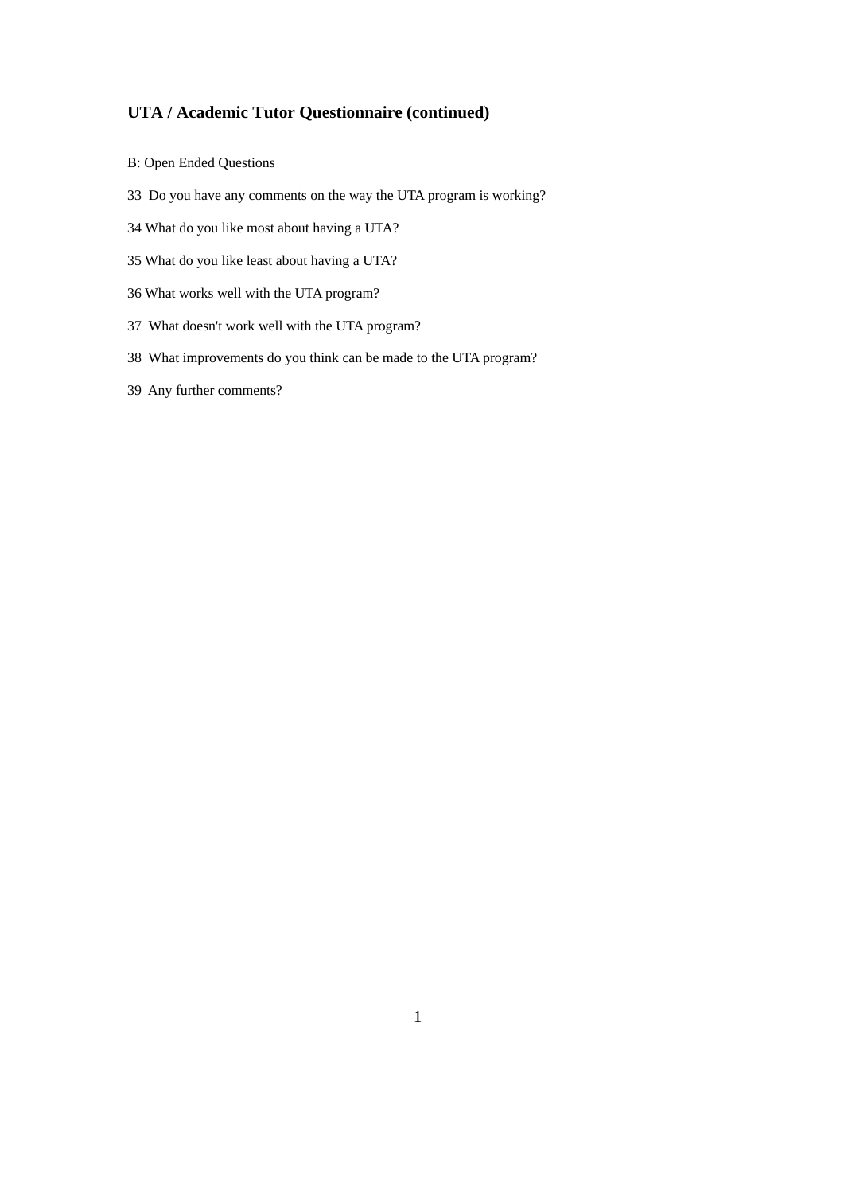### UTA / Academic Tutor Questionnaire (continued)

B: Open Ended Questions

33 Do you have any comments on the way the UTA program is working?

34 What do you like most about having a UTA?

35 What do you like least about having a UTA?

36 What works well with the UTA program?

37 What doesn't work well with the UTA program?

38 What improvements do you think can be made to the UTA program?

39 Any further comments?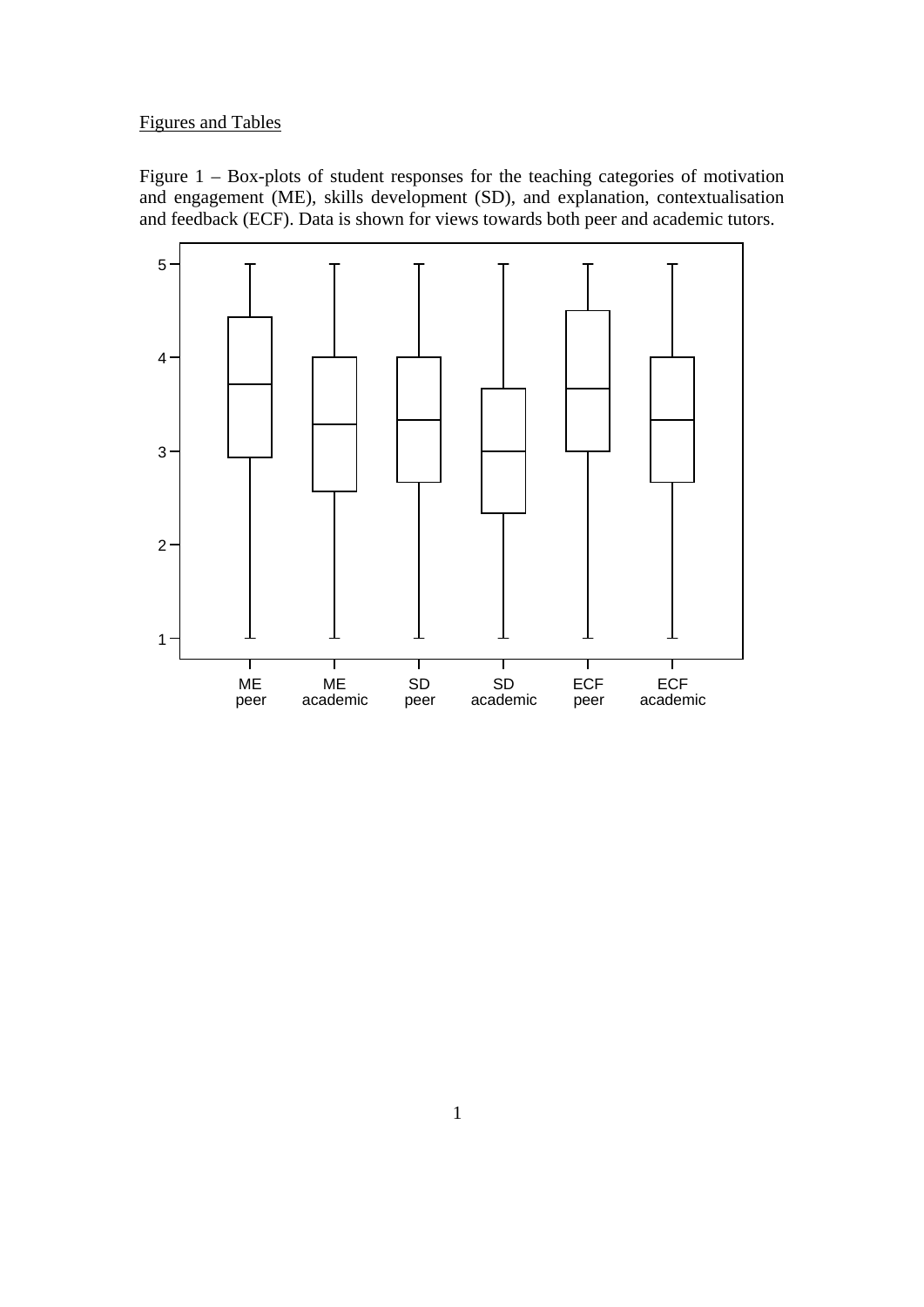Figures and Tables

Figure 1 – Box-plots of student responses for the teaching categories of motivation and engagement (ME), skills development (SD), and explanation, contextualisation and feedback (ECF). Data is shown for views towards both peer and academic tutors.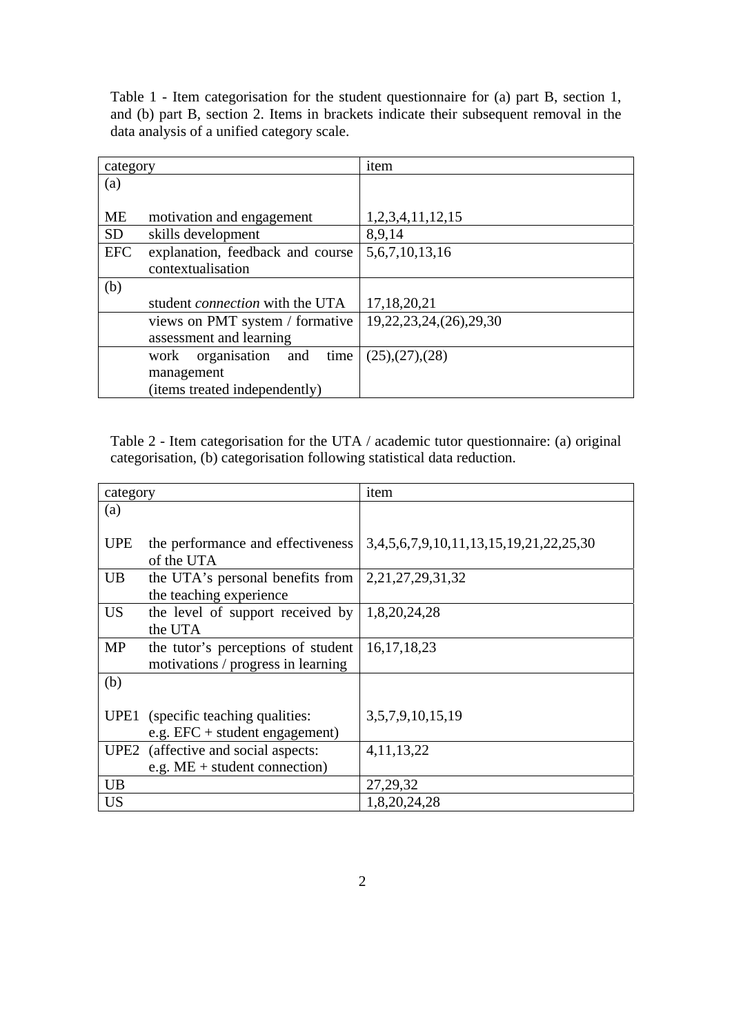Table 1 - Item categorisation for the student questionnaire for (a) part B, section 1, and (b) part B, section 2. Items in brackets indicate their subsequent removal in the data analysis of a unified category scale.

| category | | item |
|---|---|---|
| (a) | | |
| ME | motivation and engagement | 1,2,3,4,11,12,15 |
| SD | skills development | 8,9,14 |
| EFC | explanation, feedback and course contextualisation | 5,6,7,10,13,16 |
| (b) | | |
| | student *connection* with the UTA | 17,18,20,21 |
| | views on PMT system / formative assessment and learning | 19,22,23,24,(26),29,30 |
| | work organisation and time management (items treated independently) | (25),(27),(28) |

Table 2 - Item categorisation for the UTA / academic tutor questionnaire: (a) original categorisation, (b) categorisation following statistical data reduction.

| category | | item |
|---|---|---|
| (a) | | |
| UPE | the performance and effectiveness of the UTA | 3,4,5,6,7,9,10,11,13,15,19,21,22,25,30 |
| UB | the UTA's personal benefits from the teaching experience | 2,21,27,29,31,32 |
| US | the level of support received by the UTA | 1,8,20,24,28 |
| MP | the tutor's perceptions of student motivations / progress in learning | 16,17,18,23 |
| (b) | | |
| UPE1 | (specific teaching qualities: e.g. EFC + student engagement) | 3,5,7,9,10,15,19 |
| UPE2 | (affective and social aspects: e.g. ME + student connection) | 4,11,13,22 |
| UB | | 27,29,32 |
| US | | 1,8,20,24,28 |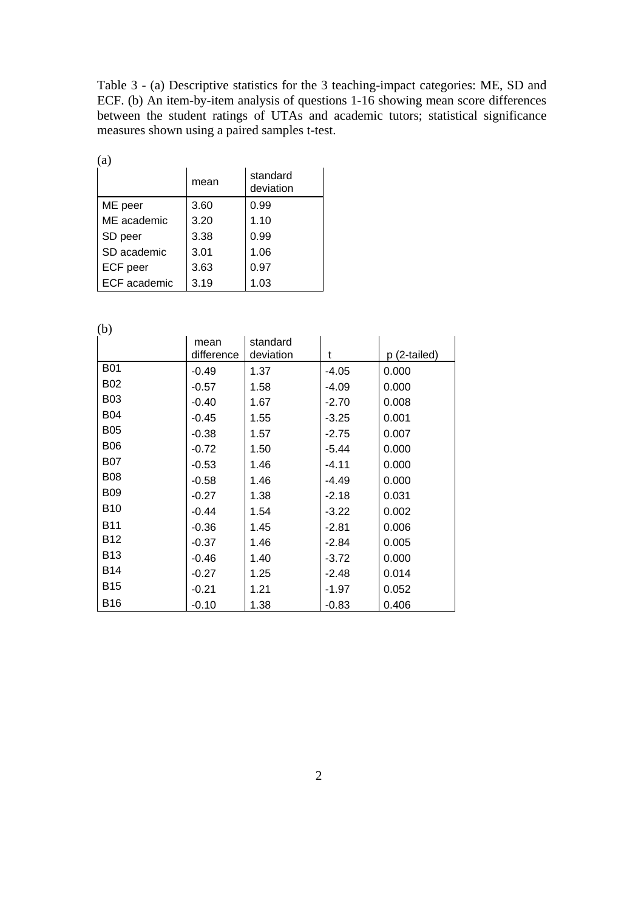Table 3 - (a) Descriptive statistics for the 3 teaching-impact categories: ME, SD and ECF. (b) An item-by-item analysis of questions 1-16 showing mean score differences between the student ratings of UTAs and academic tutors; statistical significance measures shown using a paired samples t-test.

(a)

| | mean | standard deviation |
|---|---|---|
| ME peer | 3.60 | 0.99 |
| ME academic | 3.20 | 1.10 |
| SD peer | 3.38 | 0.99 |
| SD academic | 3.01 | 1.06 |
| ECF peer | 3.63 | 0.97 |
| ECF academic | 3.19 | 1.03 |

(b)

| | mean difference | standard deviation | t | p (2-tailed) |
|---|---|---|---|---|
| B01 | -0.49 | 1.37 | -4.05 | 0.000 |
| B02 | -0.57 | 1.58 | -4.09 | 0.000 |
| B03 | -0.40 | 1.67 | -2.70 | 0.008 |
| B04 | -0.45 | 1.55 | -3.25 | 0.001 |
| B05 | -0.38 | 1.57 | -2.75 | 0.007 |
| B06 | -0.72 | 1.50 | -5.44 | 0.000 |
| B07 | -0.53 | 1.46 | -4.11 | 0.000 |
| B08 | -0.58 | 1.46 | -4.49 | 0.000 |
| B09 | -0.27 | 1.38 | -2.18 | 0.031 |
| B10 | -0.44 | 1.54 | -3.22 | 0.002 |
| B11 | -0.36 | 1.45 | -2.81 | 0.006 |
| B12 | -0.37 | 1.46 | -2.84 | 0.005 |
| B13 | -0.46 | 1.40 | -3.72 | 0.000 |
| B14 | -0.27 | 1.25 | -2.48 | 0.014 |
| B15 | -0.21 | 1.21 | -1.97 | 0.052 |
| B16 | -0.10 | 1.38 | -0.83 | 0.406 |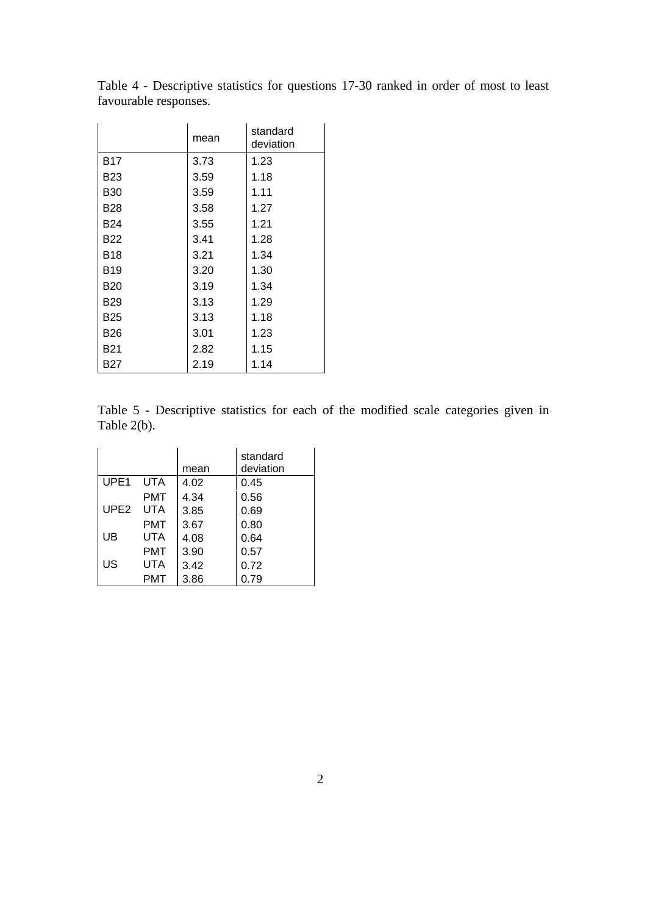Table 4 - Descriptive statistics for questions 17-30 ranked in order of most to least favourable responses.

| | mean | standard deviation |
|---|---|---|
| B17 | 3.73 | 1.23 |
| B23 | 3.59 | 1.18 |
| B30 | 3.59 | 1.11 |
| B28 | 3.58 | 1.27 |
| B24 | 3.55 | 1.21 |
| B22 | 3.41 | 1.28 |
| B18 | 3.21 | 1.34 |
| B19 | 3.20 | 1.30 |
| B20 | 3.19 | 1.34 |
| B29 | 3.13 | 1.29 |
| B25 | 3.13 | 1.18 |
| B26 | 3.01 | 1.23 |
| B21 | 2.82 | 1.15 |
| B27 | 2.19 | 1.14 |

Table 5 - Descriptive statistics for each of the modified scale categories given in Table 2(b).

| | | mean | standard deviation |
|---|---|---|---|
| UPE1 | UTA | 4.02 | 0.45 |
| | PMT | 4.34 | 0.56 |
| UPE2 | UTA | 3.85 | 0.69 |
| | PMT | 3.67 | 0.80 |
| UB | UTA | 4.08 | 0.64 |
| | PMT | 3.90 | 0.57 |
| US | UTA | 3.42 | 0.72 |
| | PMT | 3.86 | 0.79 |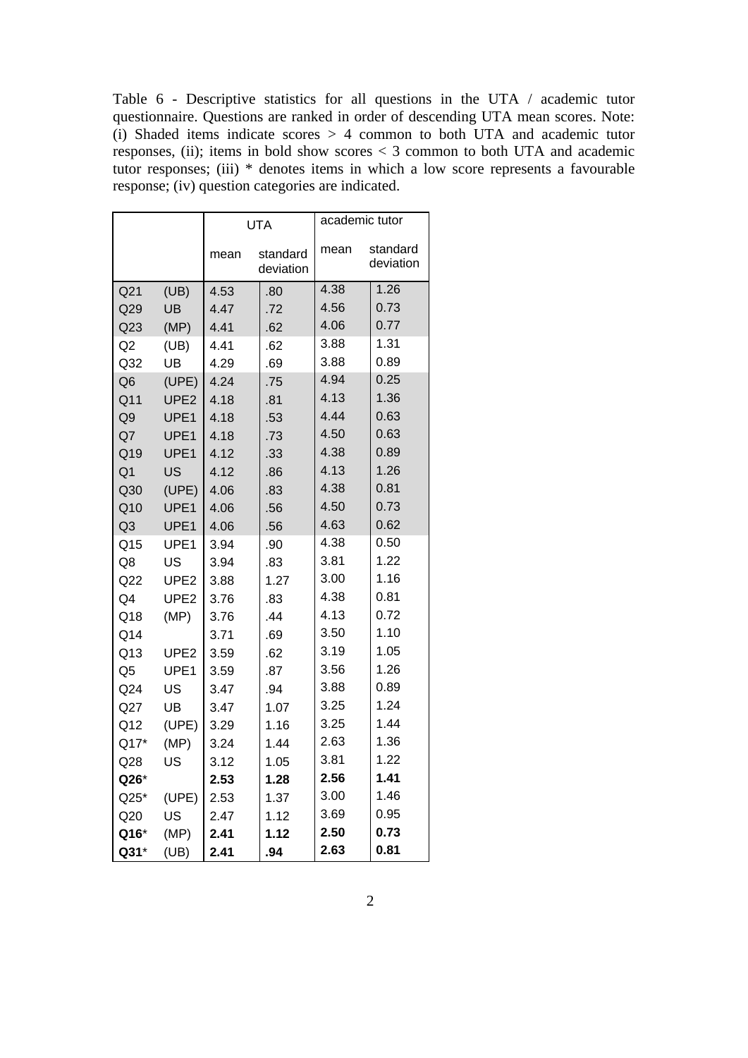Table 6 - Descriptive statistics for all questions in the UTA / academic tutor questionnaire. Questions are ranked in order of descending UTA mean scores. Note: (i) Shaded items indicate scores > 4 common to both UTA and academic tutor responses, (ii); items in bold show scores < 3 common to both UTA and academic tutor responses; (iii) * denotes items in which a low score represents a favourable response; (iv) question categories are indicated.

| | | UTA | | academic tutor | |
|---|---|---|---|---|---|
| | | mean | standard deviation | mean | standard deviation |
| Q21 | (UB) | 4.53 | .80 | 4.38 | 1.26 |
| Q29 | UB | 4.47 | .72 | 4.56 | 0.73 |
| Q23 | (MP) | 4.41 | .62 | 4.06 | 0.77 |
| Q2 | (UB) | 4.41 | .62 | 3.88 | 1.31 |
| Q32 | UB | 4.29 | .69 | 3.88 | 0.89 |
| Q6 | (UPE) | 4.24 | .75 | 4.94 | 0.25 |
| Q11 | UPE2 | 4.18 | .81 | 4.13 | 1.36 |
| Q9 | UPE1 | 4.18 | .53 | 4.44 | 0.63 |
| Q7 | UPE1 | 4.18 | .73 | 4.50 | 0.63 |
| Q19 | UPE1 | 4.12 | .33 | 4.38 | 0.89 |
| Q1 | US | 4.12 | .86 | 4.13 | 1.26 |
| Q30 | (UPE) | 4.06 | .83 | 4.38 | 0.81 |
| Q10 | UPE1 | 4.06 | .56 | 4.50 | 0.73 |
| Q3 | UPE1 | 4.06 | .56 | 4.63 | 0.62 |
| Q15 | UPE1 | 3.94 | .90 | 4.38 | 0.50 |
| Q8 | US | 3.94 | .83 | 3.81 | 1.22 |
| Q22 | UPE2 | 3.88 | 1.27 | 3.00 | 1.16 |
| Q4 | UPE2 | 3.76 | .83 | 4.38 | 0.81 |
| Q18 | (MP) | 3.76 | .44 | 4.13 | 0.72 |
| Q14 | | 3.71 | .69 | 3.50 | 1.10 |
| Q13 | UPE2 | 3.59 | .62 | 3.19 | 1.05 |
| Q5 | UPE1 | 3.59 | .87 | 3.56 | 1.26 |
| Q24 | US | 3.47 | .94 | 3.88 | 0.89 |
| Q27 | UB | 3.47 | 1.07 | 3.25 | 1.24 |
| Q12 | (UPE) | 3.29 | 1.16 | 3.25 | 1.44 |
| Q17* | (MP) | 3.24 | 1.44 | 2.63 | 1.36 |
| Q28 | US | 3.12 | 1.05 | 3.81 | 1.22 |
| **Q26*** | | **2.53** | **1.28** | **2.56** | **1.41** |
| Q25* | (UPE) | 2.53 | 1.37 | 3.00 | 1.46 |
| Q20 | US | 2.47 | 1.12 | 3.69 | 0.95 |
| **Q16*** | (MP) | **2.41** | **1.12** | **2.50** | **0.73** |
| **Q31*** | (UB) | **2.41** | **.94** | **2.63** | **0.81** |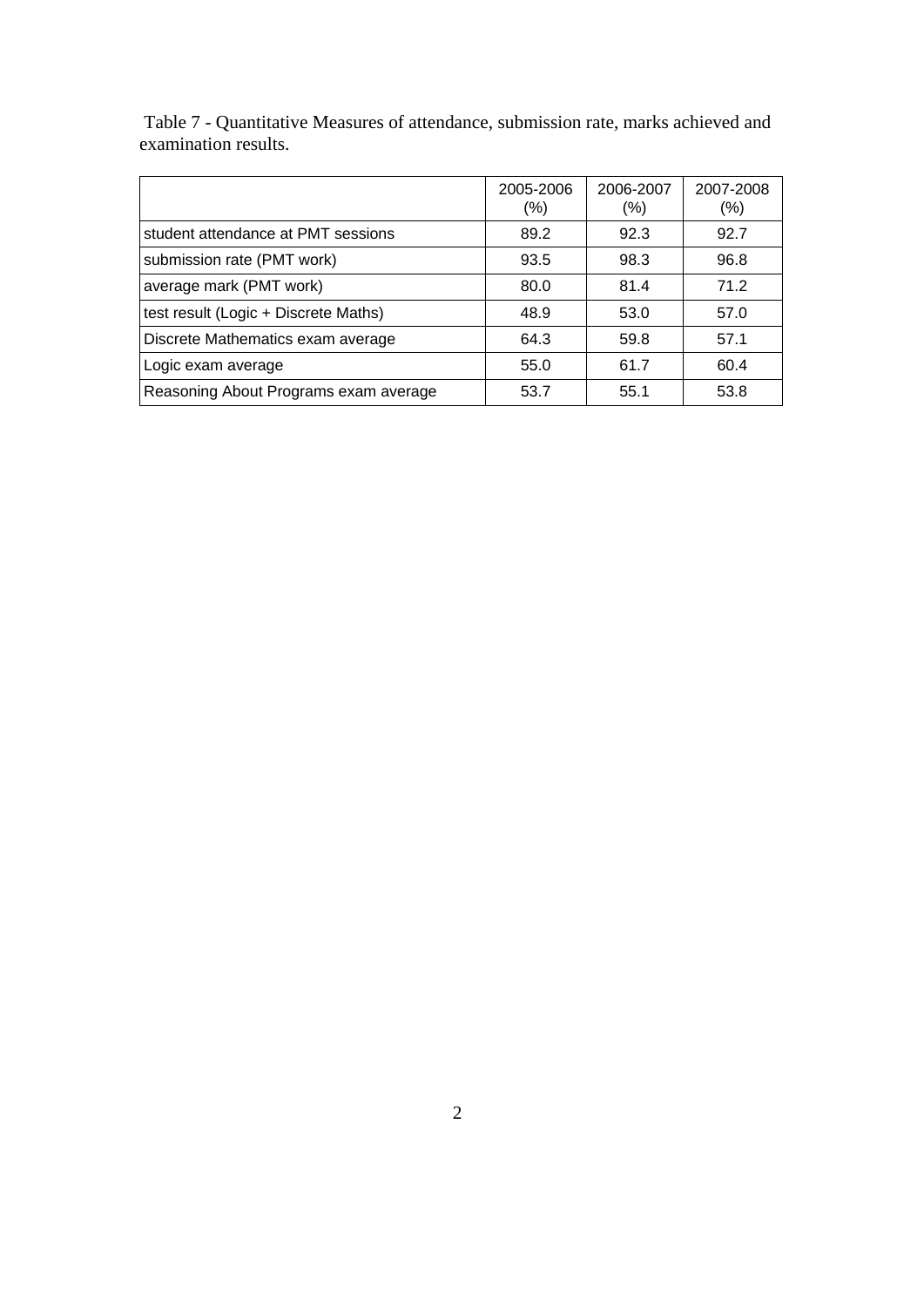Table 7 - Quantitative Measures of attendance, submission rate, marks achieved and examination results.

| | 2005-2006 (%) | 2006-2007 (%) | 2007-2008 (%) |
|---|---|---|---|
| student attendance at PMT sessions | 89.2 | 92.3 | 92.7 |
| submission rate (PMT work) | 93.5 | 98.3 | 96.8 |
| average mark (PMT work) | 80.0 | 81.4 | 71.2 |
| test result (Logic + Discrete Maths) | 48.9 | 53.0 | 57.0 |
| Discrete Mathematics exam average | 64.3 | 59.8 | 57.1 |
| Logic exam average | 55.0 | 61.7 | 60.4 |
| Reasoning About Programs exam average | 53.7 | 55.1 | 53.8 |